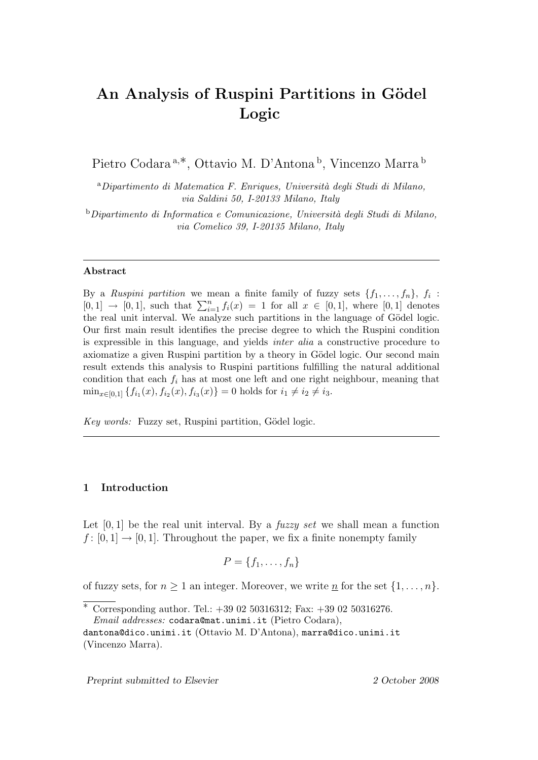# An Analysis of Ruspini Partitions in Gödel Logic

Pietro Codara [a,*], Ottavio M. D'Antona [b], Vincenzo Marra [b]

[a] *Dipartimento di Matematica F. Enriques, Università degli Studi di Milano, via Saldini 50, I-20133 Milano, Italy*

[b] *Dipartimento di Informatica e Comunicazione, Università degli Studi di Milano, via Comelico 39, I-20135 Milano, Italy*

---

## Abstract

By a *Ruspini partition* we mean a finite family of fuzzy sets $\{f_1, \ldots, f_n\}$, $f_i : [0,1] \to [0,1]$, such that $\sum_{i=1}^{n} f_i(x) = 1$ for all $x \in [0,1]$, where $[0,1]$ denotes the real unit interval. We analyze such partitions in the language of Gödel logic. Our first main result identifies the precise degree to which the Ruspini condition is expressible in this language, and yields *inter alia* a constructive procedure to axiomatize a given Ruspini partition by a theory in Gödel logic. Our second main result extends this analysis to Ruspini partitions fulfilling the natural additional condition that each $f_i$ has at most one left and one right neighbour, meaning that $\min_{x\in[0,1]} \{f_{i_1}(x), f_{i_2}(x), f_{i_3}(x)\} = 0$ holds for $i_1 \neq i_2 \neq i_3$.

*Key words:* Fuzzy set, Ruspini partition, Gödel logic.

---

## 1 Introduction

Let $[0,1]$ be the real unit interval. By a *fuzzy set* we shall mean a function $f : [0,1] \to [0,1]$. Throughout the paper, we fix a finite nonempty family

$$P = \{f_1, \ldots, f_n\}$$

of fuzzy sets, for $n \geq 1$ an integer. Moreover, we write $\underline{n}$ for the set $\{1, \ldots, n\}$.

---

\* Corresponding author. Tel.: +39 02 50316312; Fax: +39 02 50316276.
*Email addresses:* codara@mat.unimi.it (Pietro Codara), dantona@dico.unimi.it (Ottavio M. D'Antona), marra@dico.unimi.it (Vincenzo Marra).

*Preprint submitted to Elsevier* — 2 October 2008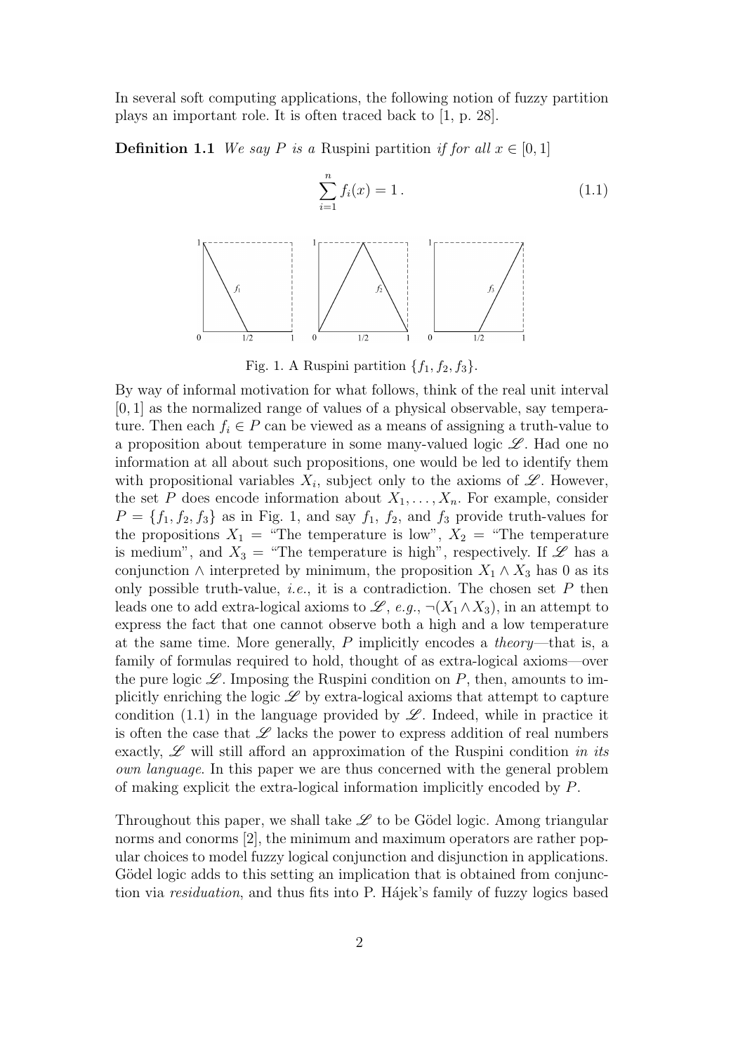In several soft computing applications, the following notion of fuzzy partition plays an important role. It is often traced back to [1, p. 28].

**Definition 1.1** *We say $P$ is a* Ruspini partition *if for all $x \in [0,1]$*

$$\sum_{i=1}^{n} f_i(x) = 1 \,. \tag{1.1}$$

Fig. 1. A Ruspini partition $\{f_1, f_2, f_3\}$.

By way of informal motivation for what follows, think of the real unit interval $[0,1]$ as the normalized range of values of a physical observable, say temperature. Then each $f_i \in P$ can be viewed as a means of assigning a truth-value to a proposition about temperature in some many-valued logic $\mathscr{L}$. Had one no information at all about such propositions, one would be led to identify them with propositional variables $X_i$, subject only to the axioms of $\mathscr{L}$. However, the set $P$ does encode information about $X_1, \ldots, X_n$. For example, consider $P = \{f_1, f_2, f_3\}$ as in Fig. 1, and say $f_1$, $f_2$, and $f_3$ provide truth-values for the propositions $X_1$ = "The temperature is low", $X_2$ = "The temperature is medium", and $X_3$ = "The temperature is high", respectively. If $\mathscr{L}$ has a conjunction $\wedge$ interpreted by minimum, the proposition $X_1 \wedge X_3$ has 0 as its only possible truth-value, *i.e.*, it is a contradiction. The chosen set $P$ then leads one to add extra-logical axioms to $\mathscr{L}$, *e.g.*, $\neg(X_1 \wedge X_3)$, in an attempt to express the fact that one cannot observe both a high and a low temperature at the same time. More generally, $P$ implicitly encodes a *theory*—that is, a family of formulas required to hold, thought of as extra-logical axioms—over the pure logic $\mathscr{L}$. Imposing the Ruspini condition on $P$, then, amounts to implicitly enriching the logic $\mathscr{L}$ by extra-logical axioms that attempt to capture condition (1.1) in the language provided by $\mathscr{L}$. Indeed, while in practice it is often the case that $\mathscr{L}$ lacks the power to express addition of real numbers exactly, $\mathscr{L}$ will still afford an approximation of the Ruspini condition *in its own language*. In this paper we are thus concerned with the general problem of making explicit the extra-logical information implicitly encoded by $P$.

Throughout this paper, we shall take $\mathscr{L}$ to be Gödel logic. Among triangular norms and conorms [2], the minimum and maximum operators are rather popular choices to model fuzzy logical conjunction and disjunction in applications. Gödel logic adds to this setting an implication that is obtained from conjunction via *residuation*, and thus fits into P. Hájek's family of fuzzy logics based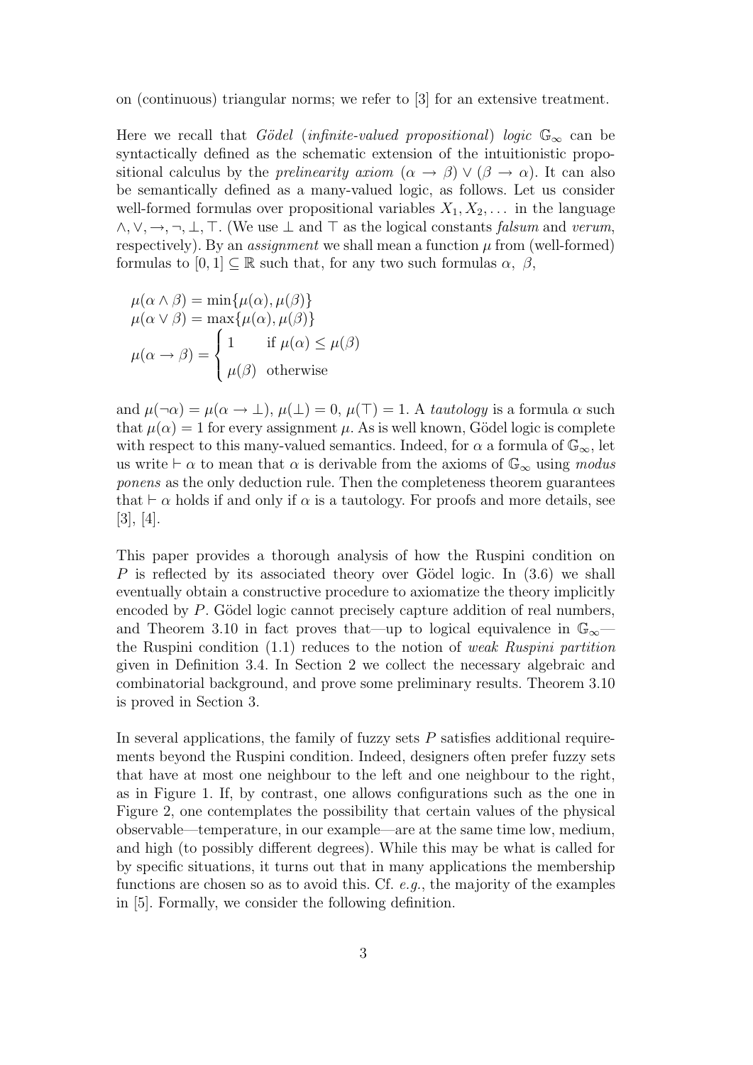on (continuous) triangular norms; we refer to [3] for an extensive treatment.

Here we recall that *Gödel* (*infinite-valued propositional*) *logic* $\mathbb{G}_\infty$ can be syntactically defined as the schematic extension of the intuitionistic propositional calculus by the *prelinearity axiom* $(\alpha \to \beta) \vee (\beta \to \alpha)$. It can also be semantically defined as a many-valued logic, as follows. Let us consider well-formed formulas over propositional variables $X_1, X_2, \ldots$ in the language $\wedge, \vee, \to, \neg, \bot, \top$. (We use $\bot$ and $\top$ as the logical constants *falsum* and *verum*, respectively). By an *assignment* we shall mean a function $\mu$ from (well-formed) formulas to $[0, 1] \subseteq \mathbb{R}$ such that, for any two such formulas $\alpha$, $\beta$,

$$\mu(\alpha \wedge \beta) = \min\{\mu(\alpha), \mu(\beta)\}$$
$$\mu(\alpha \vee \beta) = \max\{\mu(\alpha), \mu(\beta)\}$$
$$\mu(\alpha \to \beta) = \begin{cases} 1 & \text{if } \mu(\alpha) \leq \mu(\beta) \\ \mu(\beta) & \text{otherwise} \end{cases}$$

and $\mu(\neg\alpha) = \mu(\alpha \to \bot)$, $\mu(\bot) = 0$, $\mu(\top) = 1$. A *tautology* is a formula $\alpha$ such that $\mu(\alpha) = 1$ for every assignment $\mu$. As is well known, Gödel logic is complete with respect to this many-valued semantics. Indeed, for $\alpha$ a formula of $\mathbb{G}_\infty$, let us write $\vdash \alpha$ to mean that $\alpha$ is derivable from the axioms of $\mathbb{G}_\infty$ using *modus ponens* as the only deduction rule. Then the completeness theorem guarantees that $\vdash \alpha$ holds if and only if $\alpha$ is a tautology. For proofs and more details, see [3], [4].

This paper provides a thorough analysis of how the Ruspini condition on $P$ is reflected by its associated theory over Gödel logic. In (3.6) we shall eventually obtain a constructive procedure to axiomatize the theory implicitly encoded by $P$. Gödel logic cannot precisely capture addition of real numbers, and Theorem 3.10 in fact proves that—up to logical equivalence in $\mathbb{G}_\infty$—the Ruspini condition (1.1) reduces to the notion of *weak Ruspini partition* given in Definition 3.4. In Section 2 we collect the necessary algebraic and combinatorial background, and prove some preliminary results. Theorem 3.10 is proved in Section 3.

In several applications, the family of fuzzy sets $P$ satisfies additional requirements beyond the Ruspini condition. Indeed, designers often prefer fuzzy sets that have at most one neighbour to the left and one neighbour to the right, as in Figure 1. If, by contrast, one allows configurations such as the one in Figure 2, one contemplates the possibility that certain values of the physical observable—temperature, in our example—are at the same time low, medium, and high (to possibly different degrees). While this may be what is called for by specific situations, it turns out that in many applications the membership functions are chosen so as to avoid this. Cf. *e.g.*, the majority of the examples in [5]. Formally, we consider the following definition.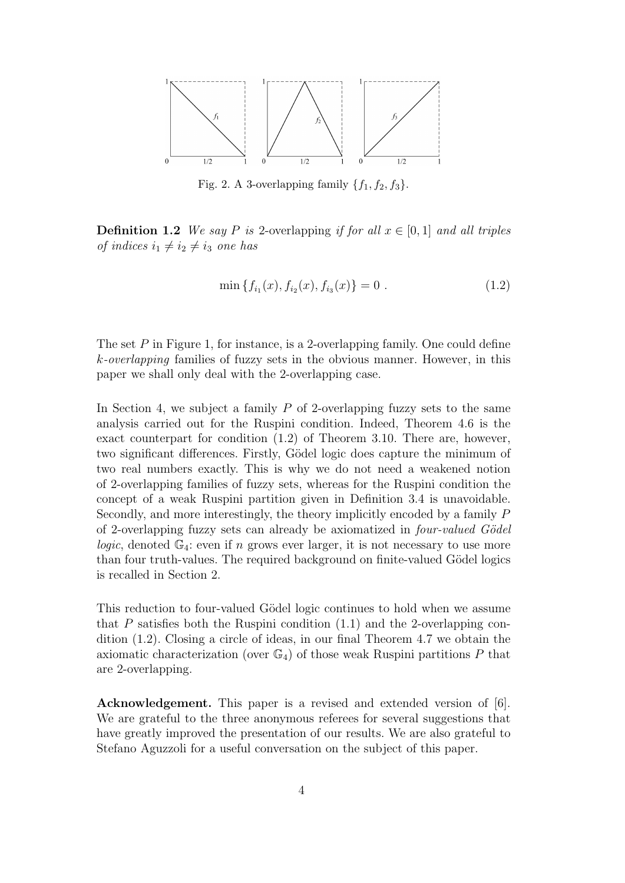Fig. 2. A 3-overlapping family $\{f_1, f_2, f_3\}$.

**Definition 1.2** *We say $P$ is* 2-overlapping *if for all $x \in [0,1]$ and all triples of indices $i_1 \neq i_2 \neq i_3$ one has*

$$\min\{f_{i_1}(x), f_{i_2}(x), f_{i_3}(x)\} = 0 \ . \tag{1.2}$$

The set $P$ in Figure 1, for instance, is a 2-overlapping family. One could define *$k$-overlapping* families of fuzzy sets in the obvious manner. However, in this paper we shall only deal with the 2-overlapping case.

In Section 4, we subject a family $P$ of 2-overlapping fuzzy sets to the same analysis carried out for the Ruspini condition. Indeed, Theorem 4.6 is the exact counterpart for condition (1.2) of Theorem 3.10. There are, however, two significant differences. Firstly, Gödel logic does capture the minimum of two real numbers exactly. This is why we do not need a weakened notion of 2-overlapping families of fuzzy sets, whereas for the Ruspini condition the concept of a weak Ruspini partition given in Definition 3.4 is unavoidable. Secondly, and more interestingly, the theory implicitly encoded by a family $P$ of 2-overlapping fuzzy sets can already be axiomatized in *four-valued Gödel logic*, denoted $\mathbb{G}_4$: even if $n$ grows ever larger, it is not necessary to use more than four truth-values. The required background on finite-valued Gödel logics is recalled in Section 2.

This reduction to four-valued Gödel logic continues to hold when we assume that $P$ satisfies both the Ruspini condition (1.1) and the 2-overlapping condition (1.2). Closing a circle of ideas, in our final Theorem 4.7 we obtain the axiomatic characterization (over $\mathbb{G}_4$) of those weak Ruspini partitions $P$ that are 2-overlapping.

**Acknowledgement.** This paper is a revised and extended version of [6]. We are grateful to the three anonymous referees for several suggestions that have greatly improved the presentation of our results. We are also grateful to Stefano Aguzzoli for a useful conversation on the subject of this paper.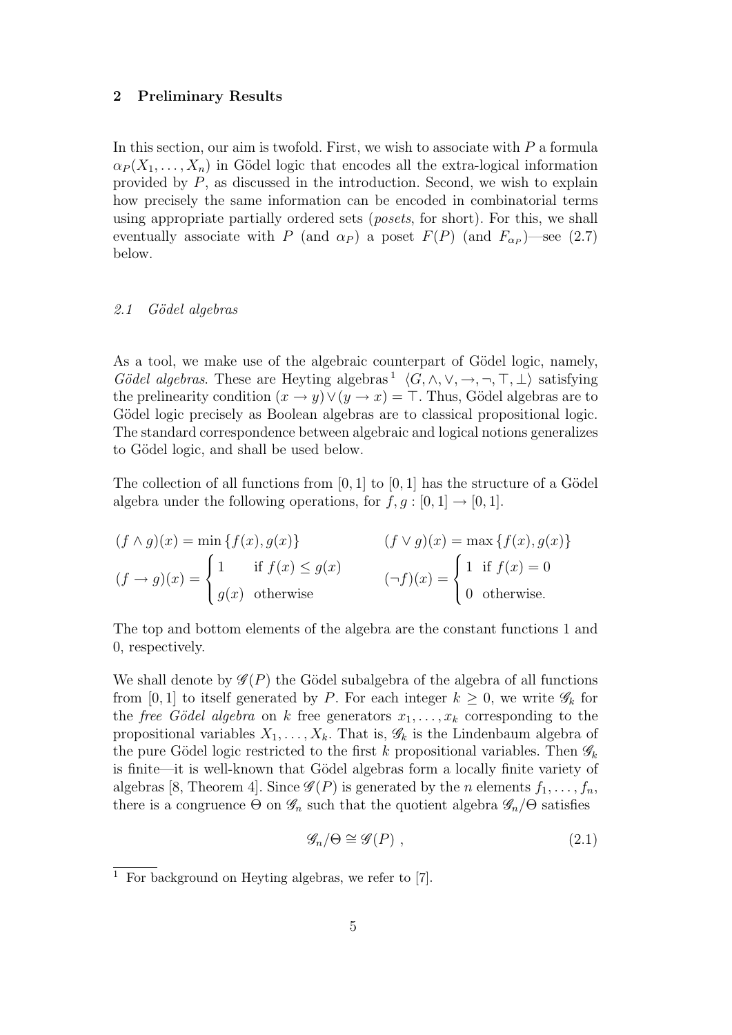## 2 Preliminary Results

In this section, our aim is twofold. First, we wish to associate with $P$ a formula $\alpha_P(X_1, \ldots, X_n)$ in Gödel logic that encodes all the extra-logical information provided by $P$, as discussed in the introduction. Second, we wish to explain how precisely the same information can be encoded in combinatorial terms using appropriate partially ordered sets (*posets*, for short). For this, we shall eventually associate with $P$ (and $\alpha_P$) a poset $F(P)$ (and $F_{\alpha_P}$)—see (2.7) below.

### 2.1 Gödel algebras

As a tool, we make use of the algebraic counterpart of Gödel logic, namely, *Gödel algebras*. These are Heyting algebras [1] $\langle G, \wedge, \vee, \rightarrow, \neg, \top, \bot \rangle$ satisfying the prelinearity condition $(x \rightarrow y) \vee (y \rightarrow x) = \top$. Thus, Gödel algebras are to Gödel logic precisely as Boolean algebras are to classical propositional logic. The standard correspondence between algebraic and logical notions generalizes to Gödel logic, and shall be used below.

The collection of all functions from $[0, 1]$ to $[0, 1]$ has the structure of a Gödel algebra under the following operations, for $f, g : [0, 1] \rightarrow [0, 1]$.

$$(f \wedge g)(x) = \min \{f(x), g(x)\} \qquad (f \vee g)(x) = \max \{f(x), g(x)\}$$

$$(f \rightarrow g)(x) = \begin{cases} 1 & \text{if } f(x) \leq g(x) \\ g(x) & \text{otherwise} \end{cases} \qquad (\neg f)(x) = \begin{cases} 1 & \text{if } f(x) = 0 \\ 0 & \text{otherwise.} \end{cases}$$

The top and bottom elements of the algebra are the constant functions 1 and 0, respectively.

We shall denote by $\mathscr{G}(P)$ the Gödel subalgebra of the algebra of all functions from $[0, 1]$ to itself generated by $P$. For each integer $k \geq 0$, we write $\mathscr{G}_k$ for the *free Gödel algebra* on $k$ free generators $x_1, \ldots, x_k$ corresponding to the propositional variables $X_1, \ldots, X_k$. That is, $\mathscr{G}_k$ is the Lindenbaum algebra of the pure Gödel logic restricted to the first $k$ propositional variables. Then $\mathscr{G}_k$ is finite—it is well-known that Gödel algebras form a locally finite variety of algebras [8, Theorem 4]. Since $\mathscr{G}(P)$ is generated by the $n$ elements $f_1, \ldots, f_n$, there is a congruence $\Theta$ on $\mathscr{G}_n$ such that the quotient algebra $\mathscr{G}_n/\Theta$ satisfies

$$\mathscr{G}_n/\Theta \cong \mathscr{G}(P) , \tag{2.1}$$

[1] For background on Heyting algebras, we refer to [7].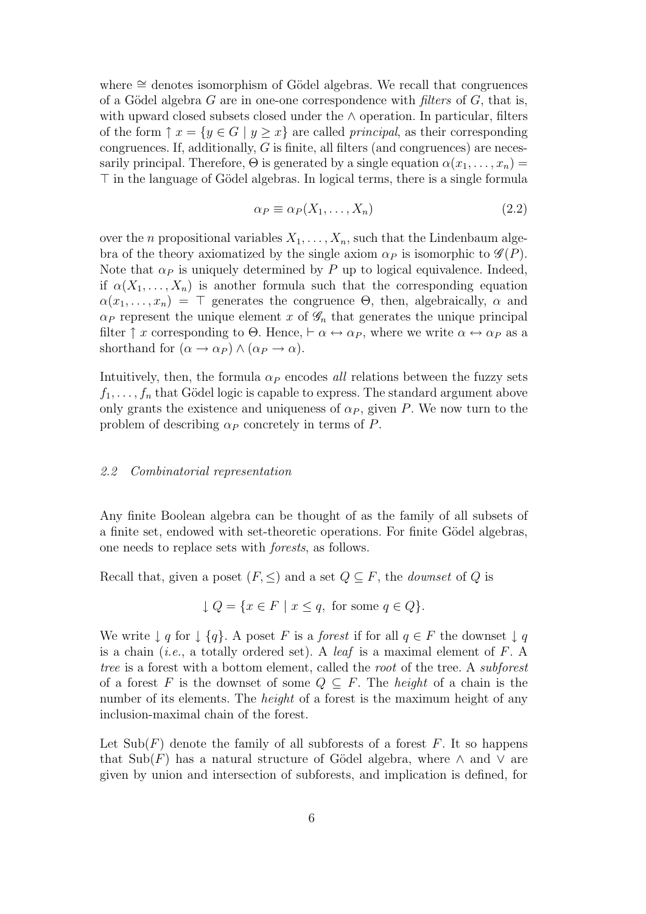where $\cong$ denotes isomorphism of Gödel algebras. We recall that congruences of a Gödel algebra $G$ are in one-one correspondence with *filters* of $G$, that is, with upward closed subsets closed under the $\wedge$ operation. In particular, filters of the form $\uparrow x = \{y \in G \mid y \geq x\}$ are called *principal*, as their corresponding congruences. If, additionally, $G$ is finite, all filters (and congruences) are necessarily principal. Therefore, $\Theta$ is generated by a single equation $\alpha(x_1, \ldots, x_n) = \top$ in the language of Gödel algebras. In logical terms, there is a single formula

$$\alpha_P \equiv \alpha_P(X_1, \ldots, X_n) \tag{2.2}$$

over the $n$ propositional variables $X_1, \ldots, X_n$, such that the Lindenbaum algebra of the theory axiomatized by the single axiom $\alpha_P$ is isomorphic to $\mathscr{G}(P)$. Note that $\alpha_P$ is uniquely determined by $P$ up to logical equivalence. Indeed, if $\alpha(X_1, \ldots, X_n)$ is another formula such that the corresponding equation $\alpha(x_1, \ldots, x_n) = \top$ generates the congruence $\Theta$, then, algebraically, $\alpha$ and $\alpha_P$ represent the unique element $x$ of $\mathscr{G}_n$ that generates the unique principal filter $\uparrow x$ corresponding to $\Theta$. Hence, $\vdash \alpha \leftrightarrow \alpha_P$, where we write $\alpha \leftrightarrow \alpha_P$ as a shorthand for $(\alpha \to \alpha_P) \wedge (\alpha_P \to \alpha)$.

Intuitively, then, the formula $\alpha_P$ encodes *all* relations between the fuzzy sets $f_1, \ldots, f_n$ that Gödel logic is capable to express. The standard argument above only grants the existence and uniqueness of $\alpha_P$, given $P$. We now turn to the problem of describing $\alpha_P$ concretely in terms of $P$.

### *2.2 Combinatorial representation*

Any finite Boolean algebra can be thought of as the family of all subsets of a finite set, endowed with set-theoretic operations. For finite Gödel algebras, one needs to replace sets with *forests*, as follows.

Recall that, given a poset $(F, \leq)$ and a set $Q \subseteq F$, the *downset* of $Q$ is

$$\downarrow Q = \{x \in F \mid x \leq q, \text{ for some } q \in Q\}.$$

We write $\downarrow q$ for $\downarrow \{q\}$. A poset $F$ is a *forest* if for all $q \in F$ the downset $\downarrow q$ is a chain (*i.e.*, a totally ordered set). A *leaf* is a maximal element of $F$. A *tree* is a forest with a bottom element, called the *root* of the tree. A *subforest* of a forest $F$ is the downset of some $Q \subseteq F$. The *height* of a chain is the number of its elements. The *height* of a forest is the maximum height of any inclusion-maximal chain of the forest.

Let $\mathrm{Sub}(F)$ denote the family of all subforests of a forest $F$. It so happens that $\mathrm{Sub}(F)$ has a natural structure of Gödel algebra, where $\wedge$ and $\vee$ are given by union and intersection of subforests, and implication is defined, for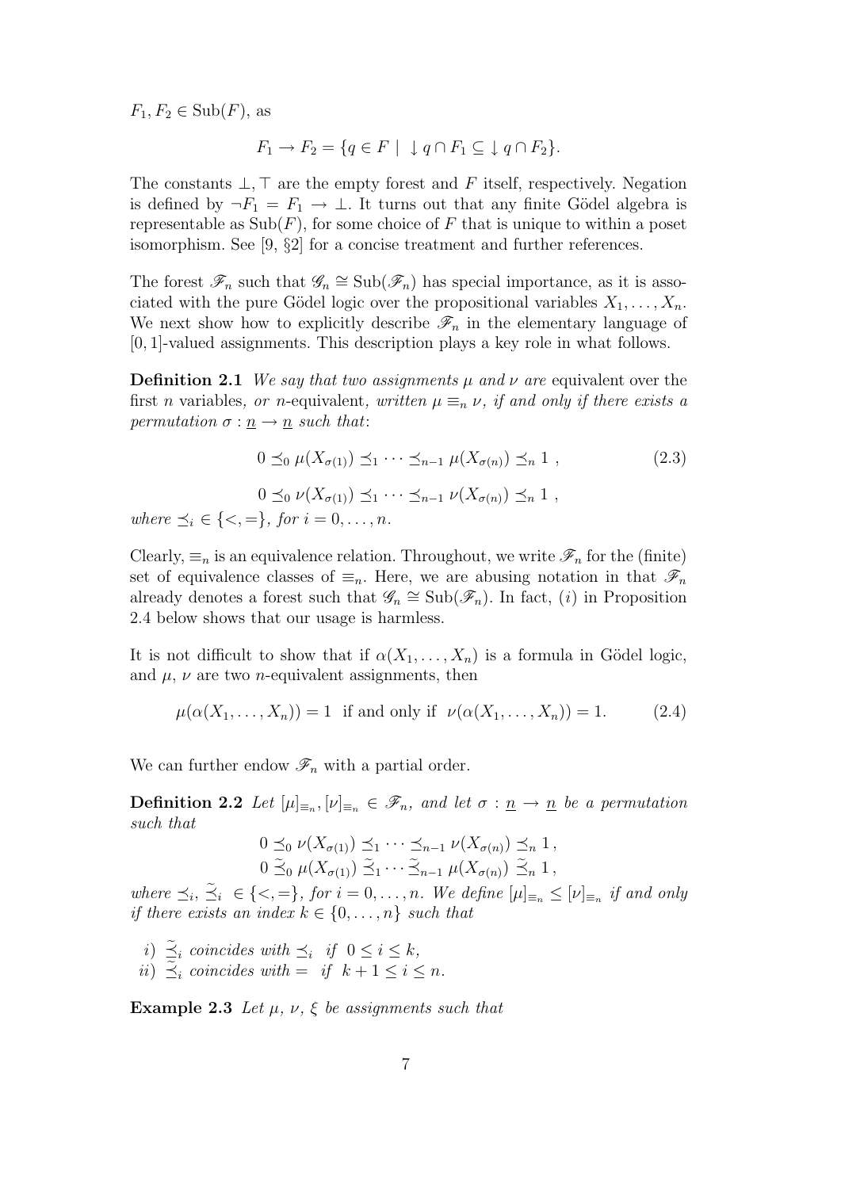$F_1, F_2 \in \mathrm{Sub}(F)$, as

$$F_1 \to F_2 = \{q \in F \mid \downarrow q \cap F_1 \subseteq \downarrow q \cap F_2\}.$$

The constants $\bot, \top$ are the empty forest and $F$ itself, respectively. Negation is defined by $\neg F_1 = F_1 \to \bot$. It turns out that any finite Gödel algebra is representable as $\mathrm{Sub}(F)$, for some choice of $F$ that is unique to within a poset isomorphism. See [9, §2] for a concise treatment and further references.

The forest $\mathscr{F}_n$ such that $\mathscr{G}_n \cong \mathrm{Sub}(\mathscr{F}_n)$ has special importance, as it is associated with the pure Gödel logic over the propositional variables $X_1, \ldots, X_n$. We next show how to explicitly describe $\mathscr{F}_n$ in the elementary language of $[0, 1]$-valued assignments. This description plays a key role in what follows.

**Definition 2.1** *We say that two assignments $\mu$ and $\nu$ are* equivalent over the first $n$ variables*, or* $n$-equivalent*, written $\mu \equiv_n \nu$, if and only if there exists a permutation $\sigma : \underline{n} \to \underline{n}$ such that*:

$$0 \preceq_0 \mu(X_{\sigma(1)}) \preceq_1 \cdots \preceq_{n-1} \mu(X_{\sigma(n)}) \preceq_n 1\ , \tag{2.3}$$

$$0 \preceq_0 \nu(X_{\sigma(1)}) \preceq_1 \cdots \preceq_{n-1} \nu(X_{\sigma(n)}) \preceq_n 1\ ,$$

*where $\preceq_i \in \{<, =\}$, for $i = 0, \ldots, n$.*

Clearly, $\equiv_n$ is an equivalence relation. Throughout, we write $\mathscr{F}_n$ for the (finite) set of equivalence classes of $\equiv_n$. Here, we are abusing notation in that $\mathscr{F}_n$ already denotes a forest such that $\mathscr{G}_n \cong \mathrm{Sub}(\mathscr{F}_n)$. In fact, $(i)$ in Proposition 2.4 below shows that our usage is harmless.

It is not difficult to show that if $\alpha(X_1, \ldots, X_n)$ is a formula in Gödel logic, and $\mu$, $\nu$ are two $n$-equivalent assignments, then

$$\mu(\alpha(X_1, \ldots, X_n)) = 1 \ \text{ if and only if } \ \nu(\alpha(X_1, \ldots, X_n)) = 1. \tag{2.4}$$

We can further endow $\mathscr{F}_n$ with a partial order.

**Definition 2.2** *Let $[\mu]_{\equiv_n}, [\nu]_{\equiv_n} \in \mathscr{F}_n$, and let $\sigma : \underline{n} \to \underline{n}$ be a permutation such that*

$$0 \preceq_0 \nu(X_{\sigma(1)}) \preceq_1 \cdots \preceq_{n-1} \nu(X_{\sigma(n)}) \preceq_n 1\,,$$
$$0 \mathrel{\tilde{\preceq}_0} \mu(X_{\sigma(1)}) \mathrel{\tilde{\preceq}_1} \cdots \mathrel{\tilde{\preceq}_{n-1}} \mu(X_{\sigma(n)}) \mathrel{\tilde{\preceq}_n} 1\,,$$

*where $\preceq_i$, $\tilde{\preceq}_i \in \{<, =\}$, for $i = 0, \ldots, n$. We define $[\mu]_{\equiv_n} \leq [\nu]_{\equiv_n}$ if and only if there exists an index $k \in \{0, \ldots, n\}$ such that*

*i)* $\tilde{\preceq}_i$ *coincides with* $\preceq_i$ *if* $0 \leq i \leq k$,
*ii)* $\tilde{\preceq}_i$ *coincides with* $=$ *if* $k + 1 \leq i \leq n$.

**Example 2.3** *Let $\mu$, $\nu$, $\xi$ be assignments such that*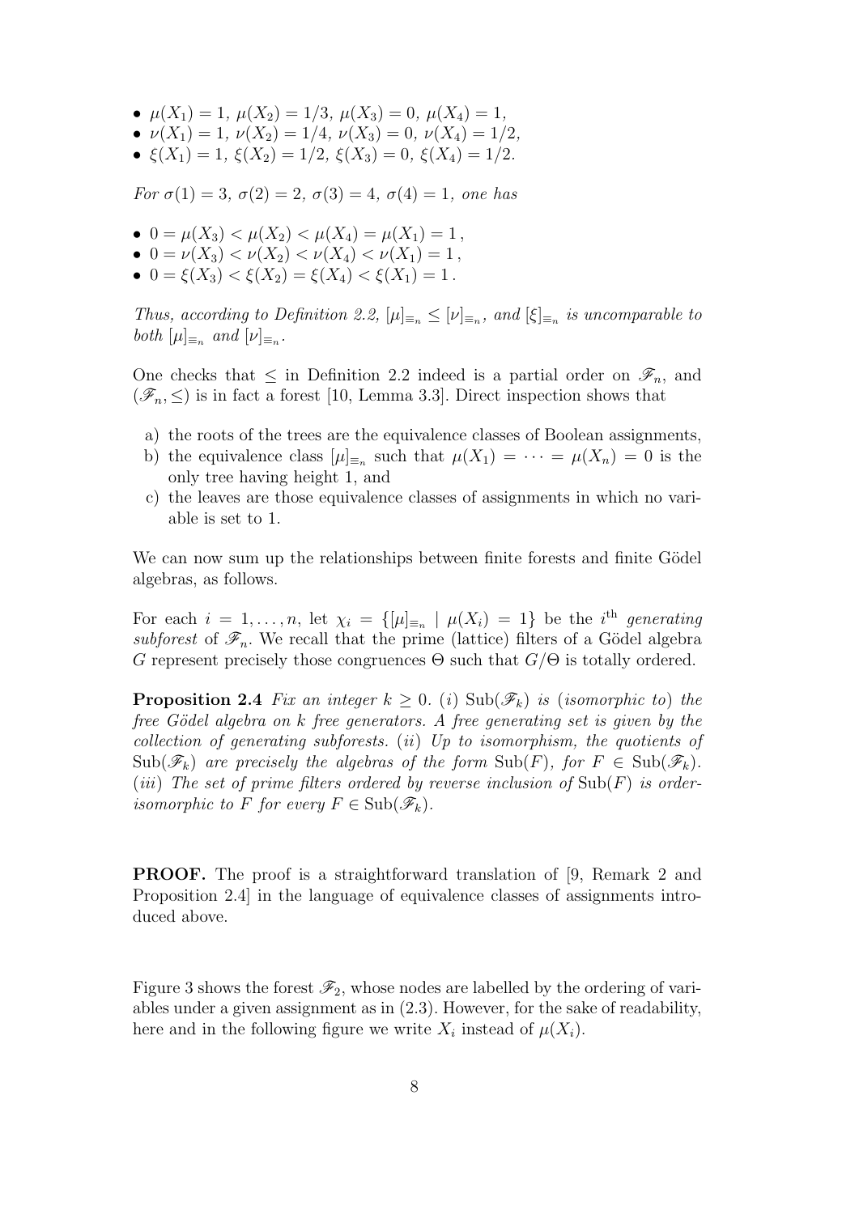- $\mu(X_1) = 1$, $\mu(X_2) = 1/3$, $\mu(X_3) = 0$, $\mu(X_4) = 1$,
- $\nu(X_1) = 1$, $\nu(X_2) = 1/4$, $\nu(X_3) = 0$, $\nu(X_4) = 1/2$,
- $\xi(X_1) = 1$, $\xi(X_2) = 1/2$, $\xi(X_3) = 0$, $\xi(X_4) = 1/2$.

*For* $\sigma(1) = 3$, $\sigma(2) = 2$, $\sigma(3) = 4$, $\sigma(4) = 1$, *one has*

- $0 = \mu(X_3) < \mu(X_2) < \mu(X_4) = \mu(X_1) = 1\,,$
- $0 = \nu(X_3) < \nu(X_2) < \nu(X_4) < \nu(X_1) = 1\,,$
- $0 = \xi(X_3) < \xi(X_2) = \xi(X_4) < \xi(X_1) = 1\,.$

*Thus, according to Definition 2.2,* $[\mu]_{\equiv_n} \leq [\nu]_{\equiv_n}$*, and* $[\xi]_{\equiv_n}$ *is uncomparable to both* $[\mu]_{\equiv_n}$ *and* $[\nu]_{\equiv_n}$.

One checks that $\leq$ in Definition 2.2 indeed is a partial order on $\mathscr{F}_n$, and $(\mathscr{F}_n, \leq)$ is in fact a forest [10, Lemma 3.3]. Direct inspection shows that

a) the roots of the trees are the equivalence classes of Boolean assignments,
b) the equivalence class $[\mu]_{\equiv_n}$ such that $\mu(X_1) = \cdots = \mu(X_n) = 0$ is the only tree having height 1, and
c) the leaves are those equivalence classes of assignments in which no variable is set to 1.

We can now sum up the relationships between finite forests and finite Gödel algebras, as follows.

For each $i = 1, \ldots, n$, let $\chi_i = \{[\mu]_{\equiv_n} \mid \mu(X_i) = 1\}$ be the $i^{\text{th}}$ *generating subforest* of $\mathscr{F}_n$. We recall that the prime (lattice) filters of a Gödel algebra $G$ represent precisely those congruences $\Theta$ such that $G/\Theta$ is totally ordered.

**Proposition 2.4** *Fix an integer* $k \geq 0$. (*i*) $\mathrm{Sub}(\mathscr{F}_k)$ *is* (*isomorphic to*) *the free Gödel algebra on* $k$ *free generators. A free generating set is given by the collection of generating subforests.* (*ii*) *Up to isomorphism, the quotients of* $\mathrm{Sub}(\mathscr{F}_k)$ *are precisely the algebras of the form* $\mathrm{Sub}(F)$*, for* $F \in \mathrm{Sub}(\mathscr{F}_k)$. (*iii*) *The set of prime filters ordered by reverse inclusion of* $\mathrm{Sub}(F)$ *is order-isomorphic to* $F$ *for every* $F \in \mathrm{Sub}(\mathscr{F}_k)$.

**PROOF.** The proof is a straightforward translation of [9, Remark 2 and Proposition 2.4] in the language of equivalence classes of assignments introduced above.

Figure 3 shows the forest $\mathscr{F}_2$, whose nodes are labelled by the ordering of variables under a given assignment as in (2.3). However, for the sake of readability, here and in the following figure we write $X_i$ instead of $\mu(X_i)$.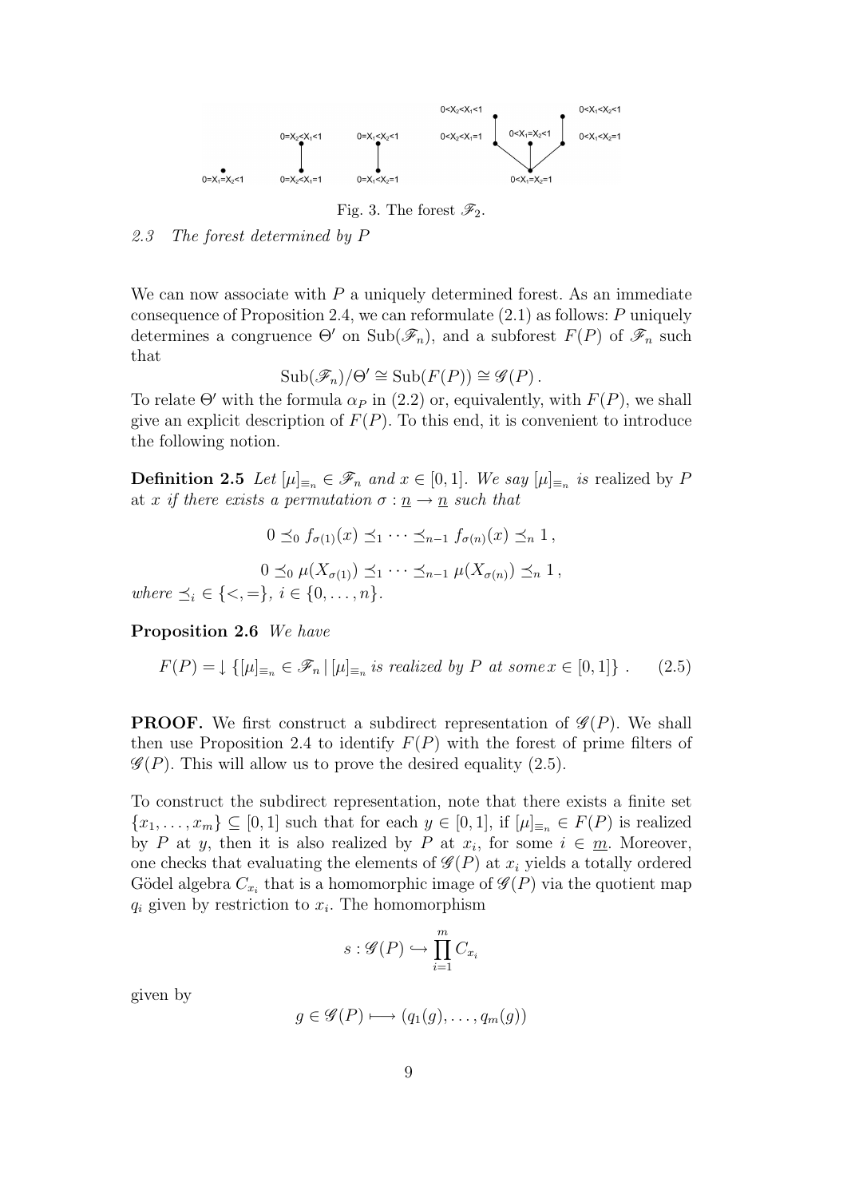Fig. 3. The forest $\mathscr{F}_2$.

*2.3 The forest determined by P*

We can now associate with $P$ a uniquely determined forest. As an immediate consequence of Proposition 2.4, we can reformulate (2.1) as follows: $P$ uniquely determines a congruence $\Theta'$ on $\mathrm{Sub}(\mathscr{F}_n)$, and a subforest $F(P)$ of $\mathscr{F}_n$ such that

$$\mathrm{Sub}(\mathscr{F}_n)/\Theta' \cong \mathrm{Sub}(F(P)) \cong \mathscr{G}(P)\,.$$

To relate $\Theta'$ with the formula $\alpha_P$ in (2.2) or, equivalently, with $F(P)$, we shall give an explicit description of $F(P)$. To this end, it is convenient to introduce the following notion.

**Definition 2.5** *Let $[\mu]_{\equiv_n} \in \mathscr{F}_n$ and $x \in [0,1]$. We say $[\mu]_{\equiv_n}$ is* realized by $P$ *at $x$ if there exists a permutation $\sigma : \underline{n} \to \underline{n}$ such that*

$$0 \preceq_0 f_{\sigma(1)}(x) \preceq_1 \cdots \preceq_{n-1} f_{\sigma(n)}(x) \preceq_n 1\,,$$

$$0 \preceq_0 \mu(X_{\sigma(1)}) \preceq_1 \cdots \preceq_{n-1} \mu(X_{\sigma(n)}) \preceq_n 1\,,$$

*where $\preceq_i \in \{<,=\}$, $i \in \{0,\ldots,n\}$.*

**Proposition 2.6** *We have*

$$F(P) = \downarrow \{[\mu]_{\equiv_n} \in \mathscr{F}_n \mid [\mu]_{\equiv_n} \text{ is realized by } P \text{ at some } x \in [0,1]\}\,. \qquad (2.5)$$

**PROOF.** We first construct a subdirect representation of $\mathscr{G}(P)$. We shall then use Proposition 2.4 to identify $F(P)$ with the forest of prime filters of $\mathscr{G}(P)$. This will allow us to prove the desired equality (2.5).

To construct the subdirect representation, note that there exists a finite set $\{x_1,\ldots,x_m\} \subseteq [0,1]$ such that for each $y \in [0,1]$, if $[\mu]_{\equiv_n} \in F(P)$ is realized by $P$ at $y$, then it is also realized by $P$ at $x_i$, for some $i \in \underline{m}$. Moreover, one checks that evaluating the elements of $\mathscr{G}(P)$ at $x_i$ yields a totally ordered Gödel algebra $C_{x_i}$ that is a homomorphic image of $\mathscr{G}(P)$ via the quotient map $q_i$ given by restriction to $x_i$. The homomorphism

$$s : \mathscr{G}(P) \hookrightarrow \prod_{i=1}^{m} C_{x_i}$$

given by

$$g \in \mathscr{G}(P) \longmapsto (q_1(g),\ldots,q_m(g))$$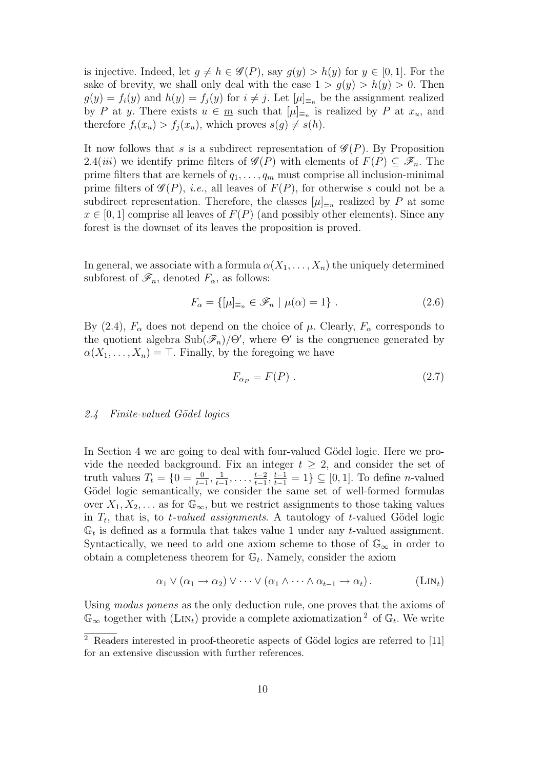is injective. Indeed, let $g \neq h \in \mathscr{G}(P)$, say $g(y) > h(y)$ for $y \in [0,1]$. For the sake of brevity, we shall only deal with the case $1 > g(y) > h(y) > 0$. Then $g(y) = f_i(y)$ and $h(y) = f_j(y)$ for $i \neq j$. Let $[\mu]_{\equiv_n}$ be the assignment realized by $P$ at $y$. There exists $u \in \underline{m}$ such that $[\mu]_{\equiv_n}$ is realized by $P$ at $x_u$, and therefore $f_i(x_u) > f_j(x_u)$, which proves $s(g) \neq s(h)$.

It now follows that $s$ is a subdirect representation of $\mathscr{G}(P)$. By Proposition 2.4(*iii*) we identify prime filters of $\mathscr{G}(P)$ with elements of $F(P) \subseteq \mathscr{F}_n$. The prime filters that are kernels of $q_1, \ldots, q_m$ must comprise all inclusion-minimal prime filters of $\mathscr{G}(P)$, *i.e.*, all leaves of $F(P)$, for otherwise $s$ could not be a subdirect representation. Therefore, the classes $[\mu]_{\equiv_n}$ realized by $P$ at some $x \in [0,1]$ comprise all leaves of $F(P)$ (and possibly other elements). Since any forest is the downset of its leaves the proposition is proved.

In general, we associate with a formula $\alpha(X_1, \ldots, X_n)$ the uniquely determined subforest of $\mathscr{F}_n$, denoted $F_\alpha$, as follows:

$$F_\alpha = \{[\mu]_{\equiv_n} \in \mathscr{F}_n \mid \mu(\alpha) = 1\} \ . \tag{2.6}$$

By (2.4), $F_\alpha$ does not depend on the choice of $\mu$. Clearly, $F_\alpha$ corresponds to the quotient algebra $\mathrm{Sub}(\mathscr{F}_n)/\Theta'$, where $\Theta'$ is the congruence generated by $\alpha(X_1, \ldots, X_n) = \top$. Finally, by the foregoing we have

$$F_{\alpha_P} = F(P) \ . \tag{2.7}$$

### 2.4 Finite-valued Gödel logics

In Section 4 we are going to deal with four-valued Gödel logic. Here we provide the needed background. Fix an integer $t \geq 2$, and consider the set of truth values $T_t = \{0 = \frac{0}{t-1}, \frac{1}{t-1}, \ldots, \frac{t-2}{t-1}, \frac{t-1}{t-1} = 1\} \subseteq [0,1]$. To define $n$-valued Gödel logic semantically, we consider the same set of well-formed formulas over $X_1, X_2, \ldots$ as for $\mathbb{G}_\infty$, but we restrict assignments to those taking values in $T_t$, that is, to *t-valued assignments*. A tautology of $t$-valued Gödel logic $\mathbb{G}_t$ is defined as a formula that takes value 1 under any $t$-valued assignment. Syntactically, we need to add one axiom scheme to those of $\mathbb{G}_\infty$ in order to obtain a completeness theorem for $\mathbb{G}_t$. Namely, consider the axiom

$$\alpha_1 \vee (\alpha_1 \to \alpha_2) \vee \cdots \vee (\alpha_1 \wedge \cdots \wedge \alpha_{t-1} \to \alpha_t) \, . \tag{$\mathrm{LIN}_t$}$$

Using *modus ponens* as the only deduction rule, one proves that the axioms of $\mathbb{G}_\infty$ together with ($\mathrm{LIN}_t$) provide a complete axiomatization [2] of $\mathbb{G}_t$. We write

[2] Readers interested in proof-theoretic aspects of Gödel logics are referred to [11] for an extensive discussion with further references.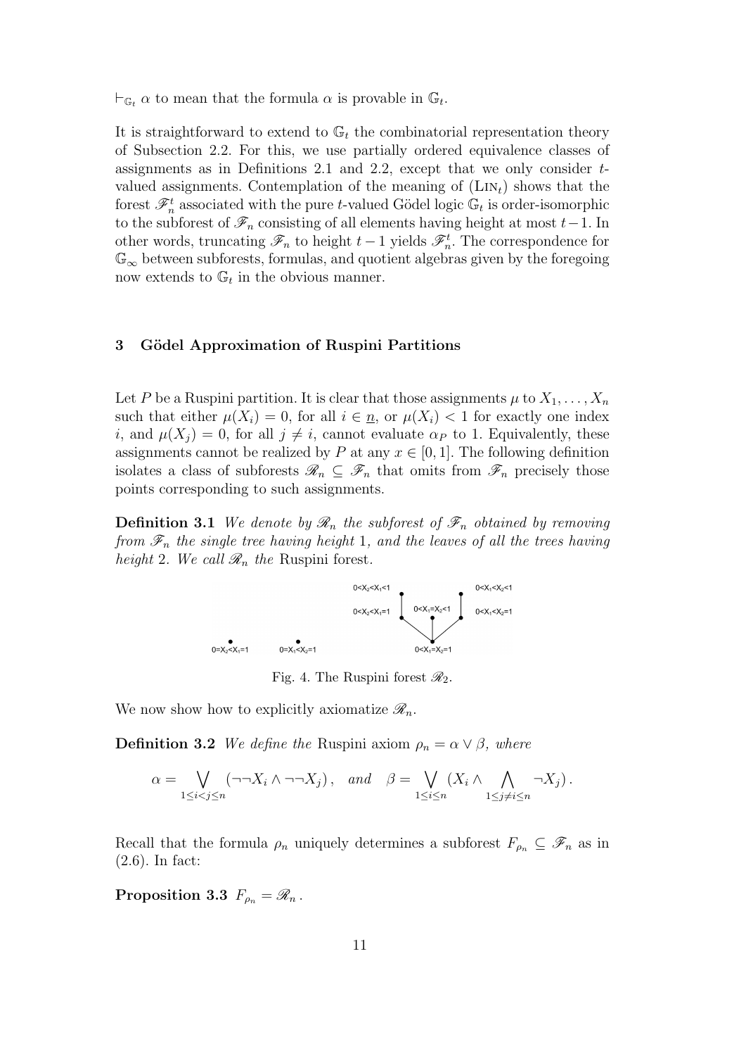$\vdash_{\mathbb{G}_t} \alpha$ to mean that the formula $\alpha$ is provable in $\mathbb{G}_t$.

It is straightforward to extend to $\mathbb{G}_t$ the combinatorial representation theory of Subsection 2.2. For this, we use partially ordered equivalence classes of assignments as in Definitions 2.1 and 2.2, except that we only consider $t$-valued assignments. Contemplation of the meaning of (LIN$_t$) shows that the forest $\mathscr{F}_n^t$ associated with the pure $t$-valued Gödel logic $\mathbb{G}_t$ is order-isomorphic to the subforest of $\mathscr{F}_n$ consisting of all elements having height at most $t-1$. In other words, truncating $\mathscr{F}_n$ to height $t-1$ yields $\mathscr{F}_n^t$. The correspondence for $\mathbb{G}_\infty$ between subforests, formulas, and quotient algebras given by the foregoing now extends to $\mathbb{G}_t$ in the obvious manner.

## 3 Gödel Approximation of Ruspini Partitions

Let $P$ be a Ruspini partition. It is clear that those assignments $\mu$ to $X_1, \ldots, X_n$ such that either $\mu(X_i) = 0$, for all $i \in \underline{n}$, or $\mu(X_i) < 1$ for exactly one index $i$, and $\mu(X_j) = 0$, for all $j \neq i$, cannot evaluate $\alpha_P$ to 1. Equivalently, these assignments cannot be realized by $P$ at any $x \in [0, 1]$. The following definition isolates a class of subforests $\mathscr{R}_n \subseteq \mathscr{F}_n$ that omits from $\mathscr{F}_n$ precisely those points corresponding to such assignments.

**Definition 3.1** *We denote by $\mathscr{R}_n$ the subforest of $\mathscr{F}_n$ obtained by removing from $\mathscr{F}_n$ the single tree having height 1, and the leaves of all the trees having height 2. We call $\mathscr{R}_n$ the* Ruspini forest.

Fig. 4. The Ruspini forest $\mathscr{R}_2$.

We now show how to explicitly axiomatize $\mathscr{R}_n$.

**Definition 3.2** *We define the* Ruspini axiom *$\rho_n = \alpha \vee \beta$, where*

$$\alpha = \bigvee_{1 \le i < j \le n} (\neg\neg X_i \wedge \neg\neg X_j)\,, \quad and \quad \beta = \bigvee_{1 \le i \le n} (X_i \wedge \bigwedge_{1 \le j \neq i \le n} \neg X_j)\,.$$

Recall that the formula $\rho_n$ uniquely determines a subforest $F_{\rho_n} \subseteq \mathscr{F}_n$ as in (2.6). In fact:

**Proposition 3.3** $F_{\rho_n} = \mathscr{R}_n\,.$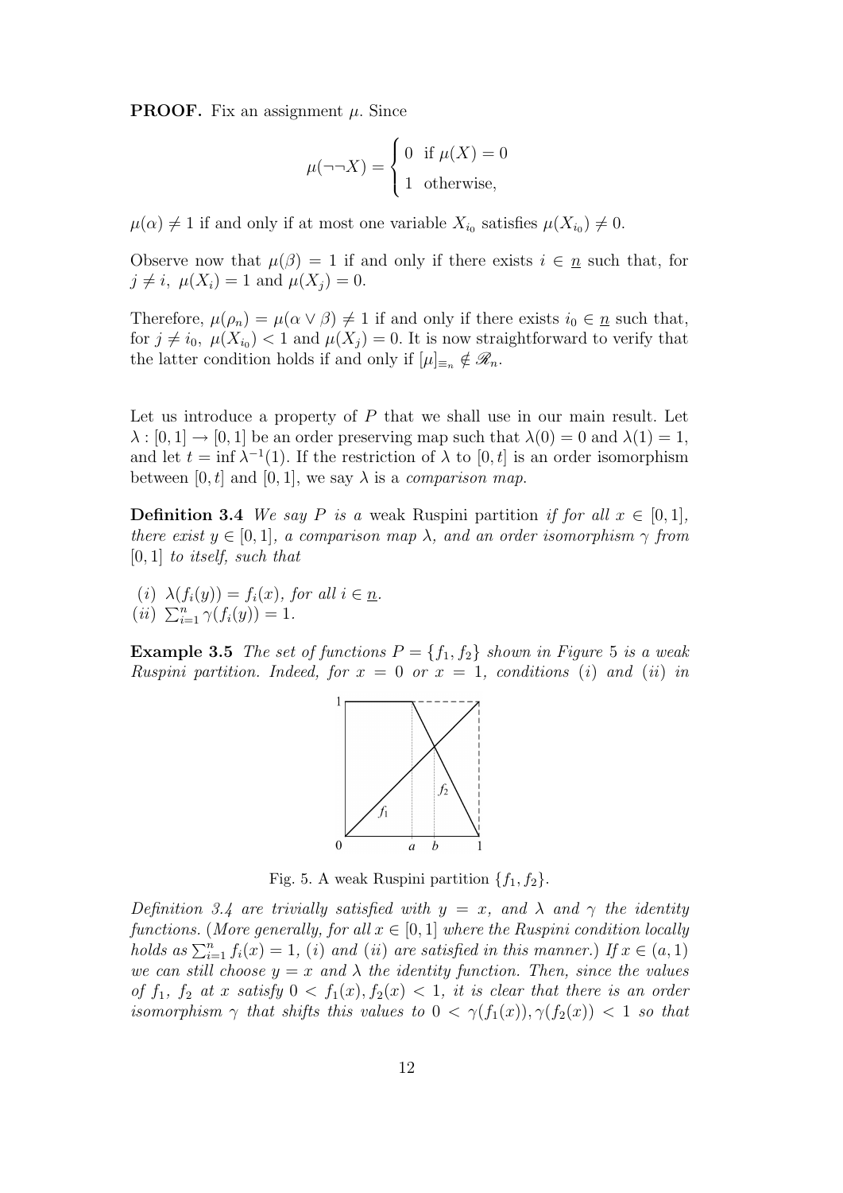**PROOF.** Fix an assignment $\mu$. Since

$$\mu(\neg\neg X) = \begin{cases} 0 & \text{if } \mu(X) = 0 \\ 1 & \text{otherwise,} \end{cases}$$

$\mu(\alpha) \neq 1$ if and only if at most one variable $X_{i_0}$ satisfies $\mu(X_{i_0}) \neq 0$.

Observe now that $\mu(\beta) = 1$ if and only if there exists $i \in \underline{n}$ such that, for $j \neq i$, $\mu(X_i) = 1$ and $\mu(X_j) = 0$.

Therefore, $\mu(\rho_n) = \mu(\alpha \vee \beta) \neq 1$ if and only if there exists $i_0 \in \underline{n}$ such that, for $j \neq i_0$, $\mu(X_{i_0}) < 1$ and $\mu(X_j) = 0$. It is now straightforward to verify that the latter condition holds if and only if $[\mu]_{\equiv_n} \notin \mathscr{R}_n$.

Let us introduce a property of $P$ that we shall use in our main result. Let $\lambda : [0,1] \to [0,1]$ be an order preserving map such that $\lambda(0) = 0$ and $\lambda(1) = 1$, and let $t = \inf \lambda^{-1}(1)$. If the restriction of $\lambda$ to $[0,t]$ is an order isomorphism between $[0,t]$ and $[0,1]$, we say $\lambda$ is a *comparison map*.

**Definition 3.4** *We say $P$ is a* weak Ruspini partition *if for all $x \in [0,1]$, there exist $y \in [0,1]$, a comparison map $\lambda$, and an order isomorphism $\gamma$ from $[0,1]$ to itself, such that*

*(i)* $\lambda(f_i(y)) = f_i(x)$, *for all* $i \in \underline{n}$.
*(ii)* $\sum_{i=1}^{n} \gamma(f_i(y)) = 1$.

**Example 3.5** *The set of functions $P = \{f_1, f_2\}$ shown in Figure 5 is a weak Ruspini partition. Indeed, for $x = 0$ or $x = 1$, conditions (i) and (ii) in*

Fig. 5. A weak Ruspini partition $\{f_1, f_2\}$.

*Definition 3.4 are trivially satisfied with $y = x$, and $\lambda$ and $\gamma$ the identity functions. (More generally, for all $x \in [0,1]$ where the Ruspini condition locally holds as $\sum_{i=1}^{n} f_i(x) = 1$, (i) and (ii) are satisfied in this manner.) If $x \in (a,1)$ we can still choose $y = x$ and $\lambda$ the identity function. Then, since the values of $f_1$, $f_2$ at $x$ satisfy $0 < f_1(x), f_2(x) < 1$, it is clear that there is an order isomorphism $\gamma$ that shifts this values to $0 < \gamma(f_1(x)), \gamma(f_2(x)) < 1$ so that*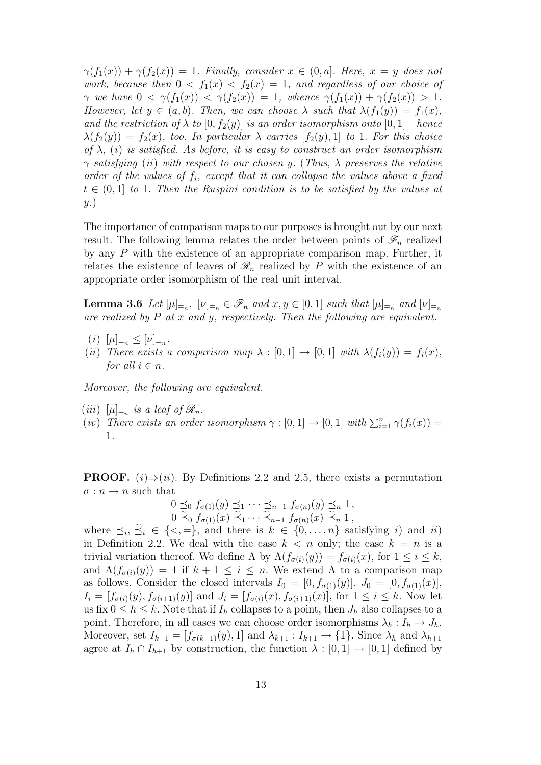$\gamma(f_1(x)) + \gamma(f_2(x)) = 1$. *Finally, consider* $x \in (0,a]$. *Here,* $x = y$ *does not work, because then* $0 < f_1(x) < f_2(x) = 1$, *and regardless of our choice of* $\gamma$ *we have* $0 < \gamma(f_1(x)) < \gamma(f_2(x)) = 1$, *whence* $\gamma(f_1(x)) + \gamma(f_2(x)) > 1$. *However, let* $y \in (a,b)$. *Then, we can choose* $\lambda$ *such that* $\lambda(f_1(y)) = f_1(x)$, *and the restriction of* $\lambda$ *to* $[0, f_2(y)]$ *is an order isomorphism onto* $[0,1]$—*hence* $\lambda(f_2(y)) = f_2(x)$, *too. In particular* $\lambda$ *carries* $[f_2(y), 1]$ *to* $1$. *For this choice of* $\lambda$, $(i)$ *is satisfied. As before, it is easy to construct an order isomorphism* $\gamma$ *satisfying* $(ii)$ *with respect to our chosen* $y$. (*Thus,* $\lambda$ *preserves the relative order of the values of* $f_i$, *except that it can collapse the values above a fixed* $t \in (0,1]$ *to* $1$. *Then the Ruspini condition is to be satisfied by the values at* $y$.)

The importance of comparison maps to our purposes is brought out by our next result. The following lemma relates the order between points of $\mathscr{F}_n$ realized by any $P$ with the existence of an appropriate comparison map. Further, it relates the existence of leaves of $\mathscr{R}_n$ realized by $P$ with the existence of an appropriate order isomorphism of the real unit interval.

**Lemma 3.6** *Let* $[\mu]_{\equiv_n}$, $[\nu]_{\equiv_n} \in \mathscr{F}_n$ *and* $x, y \in [0,1]$ *such that* $[\mu]_{\equiv_n}$ *and* $[\nu]_{\equiv_n}$ *are realized by* $P$ *at* $x$ *and* $y$, *respectively. Then the following are equivalent.*

- $(i)$ $[\mu]_{\equiv_n} \leq [\nu]_{\equiv_n}$.
- $(ii)$ *There exists a comparison map* $\lambda : [0,1] \to [0,1]$ *with* $\lambda(f_i(y)) = f_i(x)$, *for all* $i \in \underline{n}$.

*Moreover, the following are equivalent.*

- $(iii)$ $[\mu]_{\equiv_n}$ *is a leaf of* $\mathscr{R}_n$.
- $(iv)$ *There exists an order isomorphism* $\gamma : [0,1] \to [0,1]$ *with* $\sum_{i=1}^{n} \gamma(f_i(x)) = 1$.

**PROOF.** $(i) \Rightarrow (ii)$. By Definitions 2.2 and 2.5, there exists a permutation $\sigma : \underline{n} \to \underline{n}$ such that

$$0 \preceq_0 f_{\sigma(1)}(y) \preceq_1 \cdots \preceq_{n-1} f_{\sigma(n)}(y) \preceq_n 1\,,$$
$$0 \,\widetilde{\preceq}_0\, f_{\sigma(1)}(x) \,\widetilde{\preceq}_1 \cdots \widetilde{\preceq}_{n-1}\, f_{\sigma(n)}(x) \,\widetilde{\preceq}_n\, 1\,,$$

where $\preceq_i, \widetilde{\preceq}_i \in \{<, =\}$, and there is $k \in \{0, \ldots, n\}$ satisfying $i)$ and $ii)$ in Definition 2.2. We deal with the case $k < n$ only; the case $k = n$ is a trivial variation thereof. We define $\Lambda$ by $\Lambda(f_{\sigma(i)}(y)) = f_{\sigma(i)}(x)$, for $1 \leq i \leq k$, and $\Lambda(f_{\sigma(i)}(y)) = 1$ if $k+1 \leq i \leq n$. We extend $\Lambda$ to a comparison map as follows. Consider the closed intervals $I_0 = [0, f_{\sigma(1)}(y)]$, $J_0 = [0, f_{\sigma(1)}(x)]$, $I_i = [f_{\sigma(i)}(y), f_{\sigma(i+1)}(y)]$ and $J_i = [f_{\sigma(i)}(x), f_{\sigma(i+1)}(x)]$, for $1 \leq i \leq k$. Now let us fix $0 \leq h \leq k$. Note that if $I_h$ collapses to a point, then $J_h$ also collapses to a point. Therefore, in all cases we can choose order isomorphisms $\lambda_h : I_h \to J_h$. Moreover, set $I_{k+1} = [f_{\sigma(k+1)}(y), 1]$ and $\lambda_{k+1} : I_{k+1} \to \{1\}$. Since $\lambda_h$ and $\lambda_{h+1}$ agree at $I_h \cap I_{h+1}$ by construction, the function $\lambda : [0,1] \to [0,1]$ defined by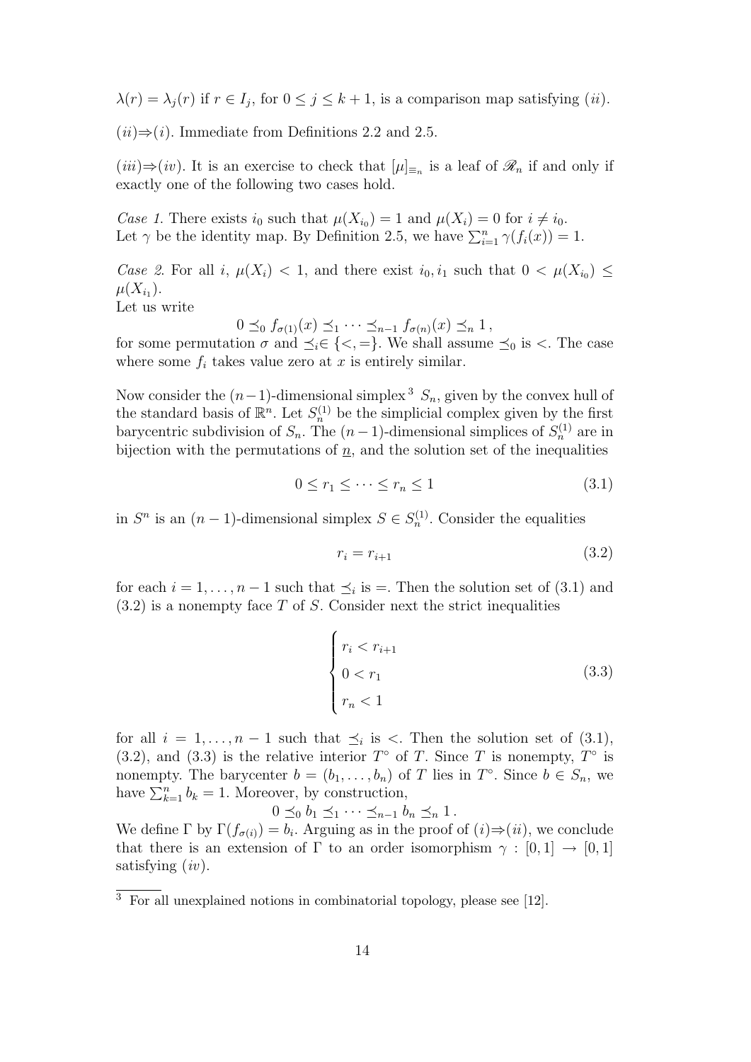$\lambda(r) = \lambda_j(r)$ if $r \in I_j$, for $0 \leq j \leq k+1$, is a comparison map satisfying $(ii)$.

$(ii) \Rightarrow (i)$. Immediate from Definitions 2.2 and 2.5.

$(iii) \Rightarrow (iv)$. It is an exercise to check that $[\mu]_{\equiv_n}$ is a leaf of $\mathscr{R}_n$ if and only if exactly one of the following two cases hold.

*Case 1.* There exists $i_0$ such that $\mu(X_{i_0}) = 1$ and $\mu(X_i) = 0$ for $i \neq i_0$.
Let $\gamma$ be the identity map. By Definition 2.5, we have $\sum_{i=1}^{n} \gamma(f_i(x)) = 1$.

*Case 2.* For all $i$, $\mu(X_i) < 1$, and there exist $i_0, i_1$ such that $0 < \mu(X_{i_0}) \leq \mu(X_{i_1})$.
Let us write

$$0 \preceq_0 f_{\sigma(1)}(x) \preceq_1 \cdots \preceq_{n-1} f_{\sigma(n)}(x) \preceq_n 1\,,$$

for some permutation $\sigma$ and $\preceq_i \in \{<, =\}$. We shall assume $\preceq_0$ is $<$. The case where some $f_i$ takes value zero at $x$ is entirely similar.

Now consider the $(n-1)$-dimensional simplex[3] $S_n$, given by the convex hull of the standard basis of $\mathbb{R}^n$. Let $S_n^{(1)}$ be the simplicial complex given by the first barycentric subdivision of $S_n$. The $(n-1)$-dimensional simplices of $S_n^{(1)}$ are in bijection with the permutations of $\underline{n}$, and the solution set of the inequalities

$$0 \leq r_1 \leq \cdots \leq r_n \leq 1 \tag{3.1}$$

in $S^n$ is an $(n-1)$-dimensional simplex $S \in S_n^{(1)}$. Consider the equalities

$$r_i = r_{i+1} \tag{3.2}$$

for each $i = 1, \ldots, n-1$ such that $\preceq_i$ is $=$. Then the solution set of (3.1) and (3.2) is a nonempty face $T$ of $S$. Consider next the strict inequalities

$$\begin{cases} r_i < r_{i+1} \\ 0 < r_1 \\ r_n < 1 \end{cases} \tag{3.3}$$

for all $i = 1, \ldots, n-1$ such that $\preceq_i$ is $<$. Then the solution set of (3.1), (3.2), and (3.3) is the relative interior $T^\circ$ of $T$. Since $T$ is nonempty, $T^\circ$ is nonempty. The barycenter $b = (b_1, \ldots, b_n)$ of $T$ lies in $T^\circ$. Since $b \in S_n$, we have $\sum_{k=1}^{n} b_k = 1$. Moreover, by construction,

$$0 \preceq_0 b_1 \preceq_1 \cdots \preceq_{n-1} b_n \preceq_n 1\,.$$

We define $\Gamma$ by $\Gamma(f_{\sigma(i)}) = b_i$. Arguing as in the proof of $(i) \Rightarrow (ii)$, we conclude that there is an extension of $\Gamma$ to an order isomorphism $\gamma : [0,1] \to [0,1]$ satisfying $(iv)$.

[3] For all unexplained notions in combinatorial topology, please see [12].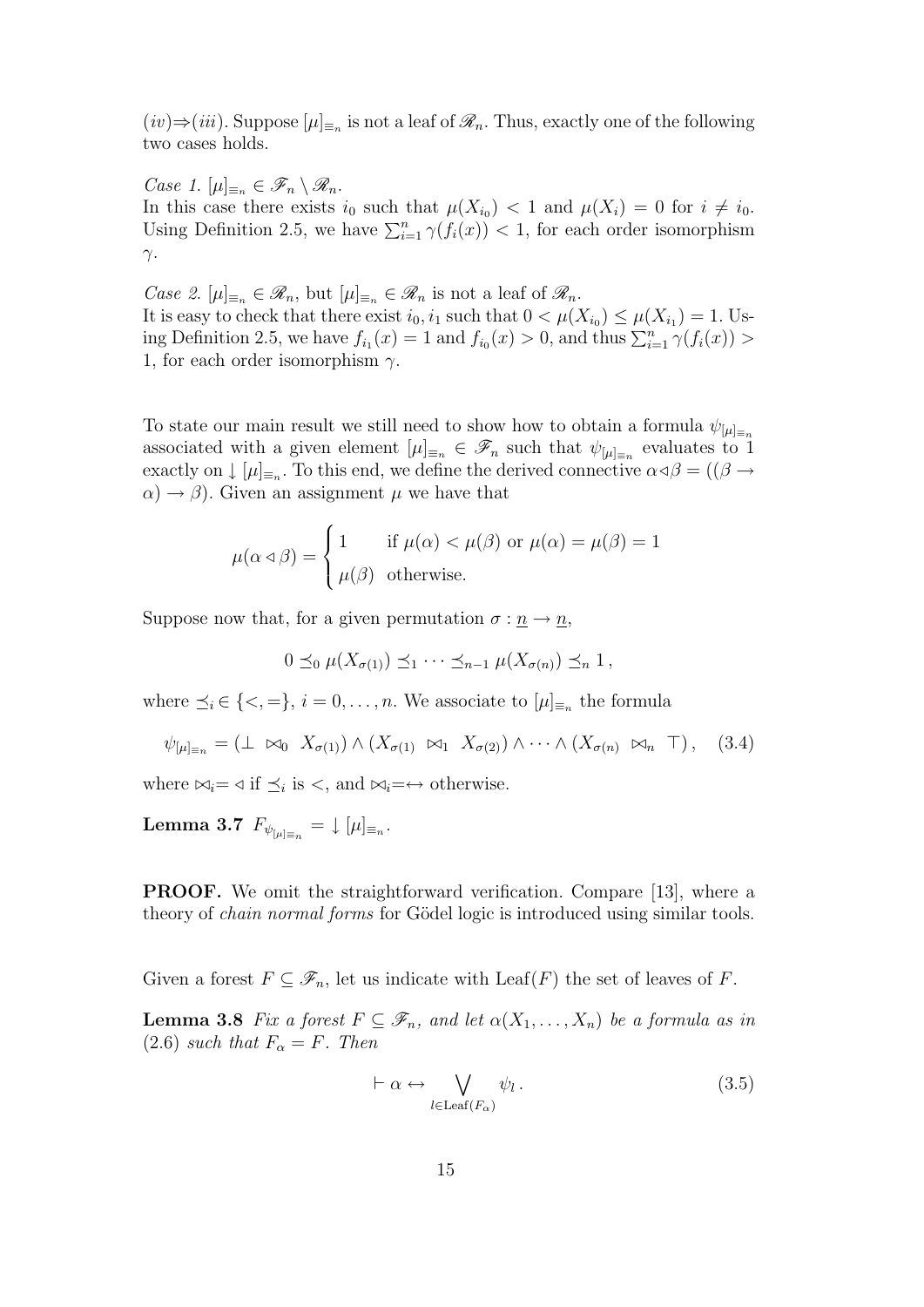(*iv*)⇒(*iii*). Suppose $[\mu]_{\equiv_n}$ is not a leaf of $\mathscr{R}_n$. Thus, exactly one of the following two cases holds.

*Case 1.* $[\mu]_{\equiv_n} \in \mathscr{F}_n \setminus \mathscr{R}_n$.
In this case there exists $i_0$ such that $\mu(X_{i_0}) < 1$ and $\mu(X_i) = 0$ for $i \neq i_0$. Using Definition 2.5, we have $\sum_{i=1}^n \gamma(f_i(x)) < 1$, for each order isomorphism $\gamma$.

*Case 2.* $[\mu]_{\equiv_n} \in \mathscr{R}_n$, but $[\mu]_{\equiv_n} \in \mathscr{R}_n$ is not a leaf of $\mathscr{R}_n$.
It is easy to check that there exist $i_0, i_1$ such that $0 < \mu(X_{i_0}) \leq \mu(X_{i_1}) = 1$. Using Definition 2.5, we have $f_{i_1}(x) = 1$ and $f_{i_0}(x) > 0$, and thus $\sum_{i=1}^n \gamma(f_i(x)) > 1$, for each order isomorphism $\gamma$.

To state our main result we still need to show how to obtain a formula $\psi_{[\mu]_{\equiv_n}}$ associated with a given element $[\mu]_{\equiv_n} \in \mathscr{F}_n$ such that $\psi_{[\mu]_{\equiv_n}}$ evaluates to 1 exactly on $\downarrow [\mu]_{\equiv_n}$. To this end, we define the derived connective $\alpha \lhd \beta = ((\beta \to \alpha) \to \beta)$. Given an assignment $\mu$ we have that

$$\mu(\alpha \lhd \beta) = \begin{cases} 1 & \text{if } \mu(\alpha) < \mu(\beta) \text{ or } \mu(\alpha) = \mu(\beta) = 1 \\ \mu(\beta) & \text{otherwise.} \end{cases}$$

Suppose now that, for a given permutation $\sigma : \underline{n} \to \underline{n}$,

$$0 \preceq_0 \mu(X_{\sigma(1)}) \preceq_1 \cdots \preceq_{n-1} \mu(X_{\sigma(n)}) \preceq_n 1\,,$$

where $\preceq_i \in \{<, =\}$, $i = 0, \ldots, n$. We associate to $[\mu]_{\equiv_n}$ the formula

$$\psi_{[\mu]_{\equiv_n}} = (\bot \;\bowtie_0\; X_{\sigma(1)}) \wedge (X_{\sigma(1)} \;\bowtie_1\; X_{\sigma(2)}) \wedge \cdots \wedge (X_{\sigma(n)} \;\bowtie_n\; \top)\,, \quad (3.4)$$

where $\bowtie_i = \lhd$ if $\preceq_i$ is $<$, and $\bowtie_i = \leftrightarrow$ otherwise.

**Lemma 3.7** $F_{\psi_{[\mu]_{\equiv_n}}} = \downarrow [\mu]_{\equiv_n}$.

**PROOF.** We omit the straightforward verification. Compare [13], where a theory of *chain normal forms* for Gödel logic is introduced using similar tools.

Given a forest $F \subseteq \mathscr{F}_n$, let us indicate with $\mathrm{Leaf}(F)$ the set of leaves of $F$.

**Lemma 3.8** *Fix a forest $F \subseteq \mathscr{F}_n$, and let $\alpha(X_1, \ldots, X_n)$ be a formula as in (2.6) such that $F_\alpha = F$. Then*

$$\vdash \alpha \leftrightarrow \bigvee_{l \in \mathrm{Leaf}(F_\alpha)} \psi_l\,. \quad (3.5)$$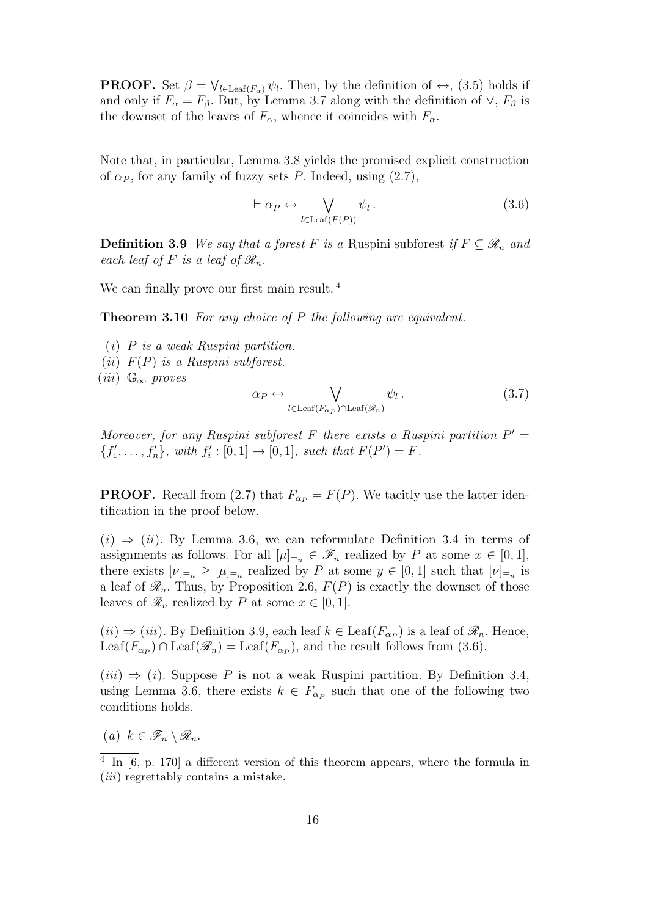**PROOF.** Set $\beta = \bigvee_{l \in \mathrm{Leaf}(F_\alpha)} \psi_l$. Then, by the definition of $\leftrightarrow$, (3.5) holds if and only if $F_\alpha = F_\beta$. But, by Lemma 3.7 along with the definition of $\vee$, $F_\beta$ is the downset of the leaves of $F_\alpha$, whence it coincides with $F_\alpha$.

Note that, in particular, Lemma 3.8 yields the promised explicit construction of $\alpha_P$, for any family of fuzzy sets $P$. Indeed, using (2.7),

$$\vdash \alpha_P \leftrightarrow \bigvee_{l \in \mathrm{Leaf}(F(P))} \psi_l \,. \tag{3.6}$$

**Definition 3.9** *We say that a forest $F$ is a* Ruspini subforest *if $F \subseteq \mathscr{R}_n$ and each leaf of $F$ is a leaf of $\mathscr{R}_n$.*

We can finally prove our first main result. [4]

**Theorem 3.10** *For any choice of $P$ the following are equivalent.*

- ($i$) *$P$ is a weak Ruspini partition.*
- ($ii$) *$F(P)$ is a Ruspini subforest.*
- ($iii$) *$\mathbb{G}_\infty$ proves*

$$\alpha_P \leftrightarrow \bigvee_{l \in \mathrm{Leaf}(F_{\alpha_P}) \cap \mathrm{Leaf}(\mathscr{R}_n)} \psi_l \,. \tag{3.7}$$

*Moreover, for any Ruspini subforest $F$ there exists a Ruspini partition $P' = \{f'_1, \ldots, f'_n\}$, with $f'_i : [0,1] \to [0,1]$, such that $F(P') = F$.*

**PROOF.** Recall from (2.7) that $F_{\alpha_P} = F(P)$. We tacitly use the latter identification in the proof below.

$(i) \Rightarrow (ii)$. By Lemma 3.6, we can reformulate Definition 3.4 in terms of assignments as follows. For all $[\mu]_{\equiv_n} \in \mathscr{F}_n$ realized by $P$ at some $x \in [0,1]$, there exists $[\nu]_{\equiv_n} \geq [\mu]_{\equiv_n}$ realized by $P$ at some $y \in [0,1]$ such that $[\nu]_{\equiv_n}$ is a leaf of $\mathscr{R}_n$. Thus, by Proposition 2.6, $F(P)$ is exactly the downset of those leaves of $\mathscr{R}_n$ realized by $P$ at some $x \in [0,1]$.

$(ii) \Rightarrow (iii)$. By Definition 3.9, each leaf $k \in \mathrm{Leaf}(F_{\alpha_P})$ is a leaf of $\mathscr{R}_n$. Hence, $\mathrm{Leaf}(F_{\alpha_P}) \cap \mathrm{Leaf}(\mathscr{R}_n) = \mathrm{Leaf}(F_{\alpha_P})$, and the result follows from (3.6).

$(iii) \Rightarrow (i)$. Suppose $P$ is not a weak Ruspini partition. By Definition 3.4, using Lemma 3.6, there exists $k \in F_{\alpha_P}$ such that one of the following two conditions holds.

($a$) $k \in \mathscr{F}_n \setminus \mathscr{R}_n$.

---

[4] In [6, p. 170] a different version of this theorem appears, where the formula in ($iii$) regrettably contains a mistake.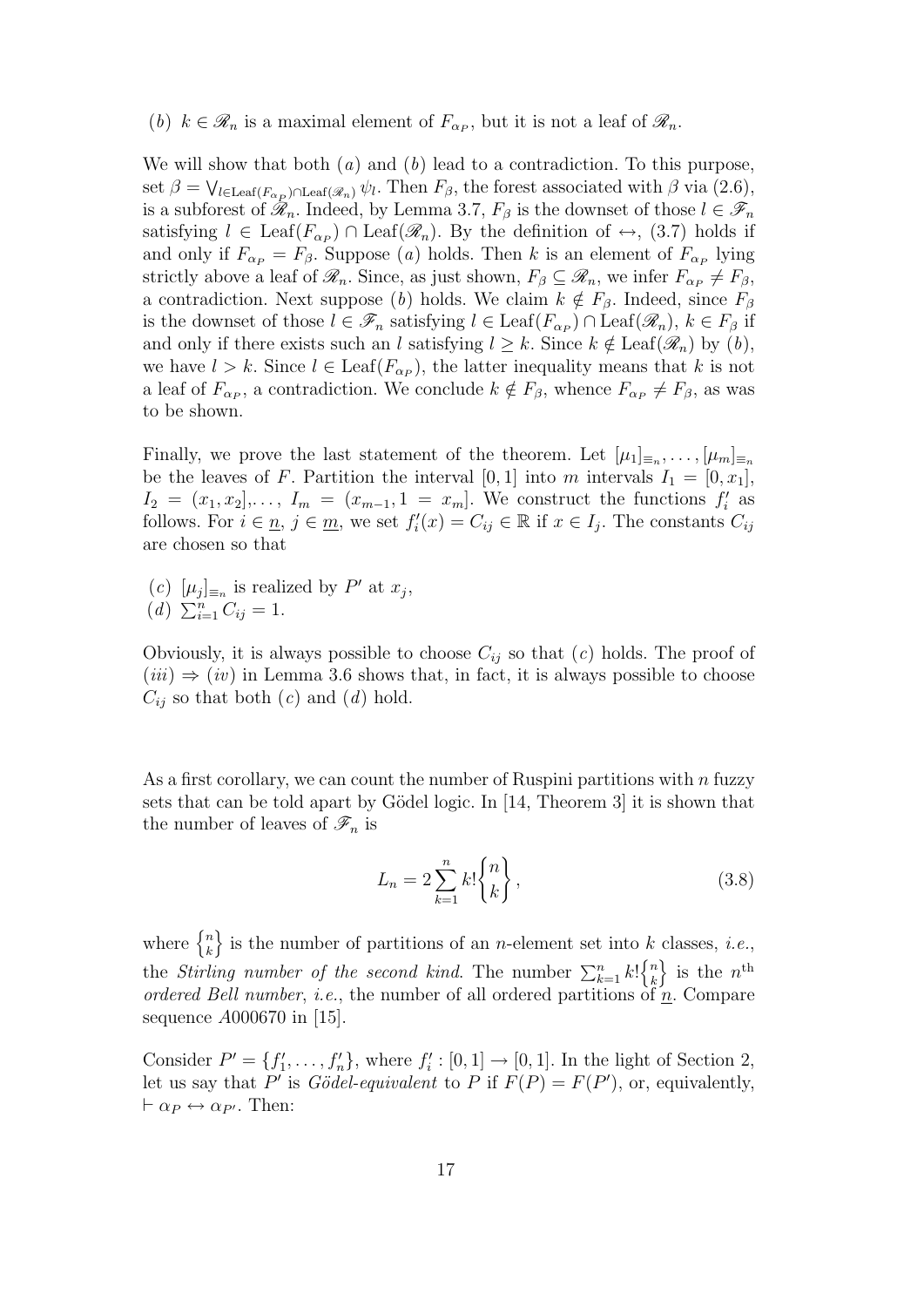($b$) $k \in \mathscr{R}_n$ is a maximal element of $F_{\alpha_P}$, but it is not a leaf of $\mathscr{R}_n$.

We will show that both ($a$) and ($b$) lead to a contradiction. To this purpose, set $\beta = \bigvee_{l \in \mathrm{Leaf}(F_{\alpha_P}) \cap \mathrm{Leaf}(\mathscr{R}_n)} \psi_l$. Then $F_\beta$, the forest associated with $\beta$ via (2.6), is a subforest of $\mathscr{R}_n$. Indeed, by Lemma 3.7, $F_\beta$ is the downset of those $l \in \mathscr{F}_n$ satisfying $l \in \mathrm{Leaf}(F_{\alpha_P}) \cap \mathrm{Leaf}(\mathscr{R}_n)$. By the definition of $\leftrightarrow$, (3.7) holds if and only if $F_{\alpha_P} = F_\beta$. Suppose ($a$) holds. Then $k$ is an element of $F_{\alpha_P}$ lying strictly above a leaf of $\mathscr{R}_n$. Since, as just shown, $F_\beta \subseteq \mathscr{R}_n$, we infer $F_{\alpha_P} \neq F_\beta$, a contradiction. Next suppose ($b$) holds. We claim $k \notin F_\beta$. Indeed, since $F_\beta$ is the downset of those $l \in \mathscr{F}_n$ satisfying $l \in \mathrm{Leaf}(F_{\alpha_P}) \cap \mathrm{Leaf}(\mathscr{R}_n)$, $k \in F_\beta$ if and only if there exists such an $l$ satisfying $l \geq k$. Since $k \notin \mathrm{Leaf}(\mathscr{R}_n)$ by ($b$), we have $l > k$. Since $l \in \mathrm{Leaf}(F_{\alpha_P})$, the latter inequality means that $k$ is not a leaf of $F_{\alpha_P}$, a contradiction. We conclude $k \notin F_\beta$, whence $F_{\alpha_P} \neq F_\beta$, as was to be shown.

Finally, we prove the last statement of the theorem. Let $[\mu_1]_{\equiv_n}, \ldots, [\mu_m]_{\equiv_n}$ be the leaves of $F$. Partition the interval $[0, 1]$ into $m$ intervals $I_1 = [0, x_1]$, $I_2 = (x_1, x_2], \ldots, I_m = (x_{m-1}, 1 = x_m]$. We construct the functions $f'_i$ as follows. For $i \in \underline{n}$, $j \in \underline{m}$, we set $f'_i(x) = C_{ij} \in \mathbb{R}$ if $x \in I_j$. The constants $C_{ij}$ are chosen so that

($c$) $[\mu_j]_{\equiv_n}$ is realized by $P'$ at $x_j$,
($d$) $\sum_{i=1}^{n} C_{ij} = 1$.

Obviously, it is always possible to choose $C_{ij}$ so that ($c$) holds. The proof of ($iii$) $\Rightarrow$ ($iv$) in Lemma 3.6 shows that, in fact, it is always possible to choose $C_{ij}$ so that both ($c$) and ($d$) hold.

As a first corollary, we can count the number of Ruspini partitions with $n$ fuzzy sets that can be told apart by Gödel logic. In [14, Theorem 3] it is shown that the number of leaves of $\mathscr{F}_n$ is

$$L_n = 2 \sum_{k=1}^{n} k! \left\{ {n \atop k} \right\}, \tag{3.8}$$

where $\left\{ {n \atop k} \right\}$ is the number of partitions of an $n$-element set into $k$ classes, *i.e.*, the *Stirling number of the second kind*. The number $\sum_{k=1}^{n} k! \left\{ {n \atop k} \right\}$ is the $n^{\text{th}}$ *ordered Bell number*, *i.e.*, the number of all ordered partitions of $\underline{n}$. Compare sequence $A000670$ in [15].

Consider $P' = \{f'_1, \ldots, f'_n\}$, where $f'_i : [0, 1] \to [0, 1]$. In the light of Section 2, let us say that $P'$ is *Gödel-equivalent* to $P$ if $F(P) = F(P')$, or, equivalently, $\vdash \alpha_P \leftrightarrow \alpha_{P'}$. Then: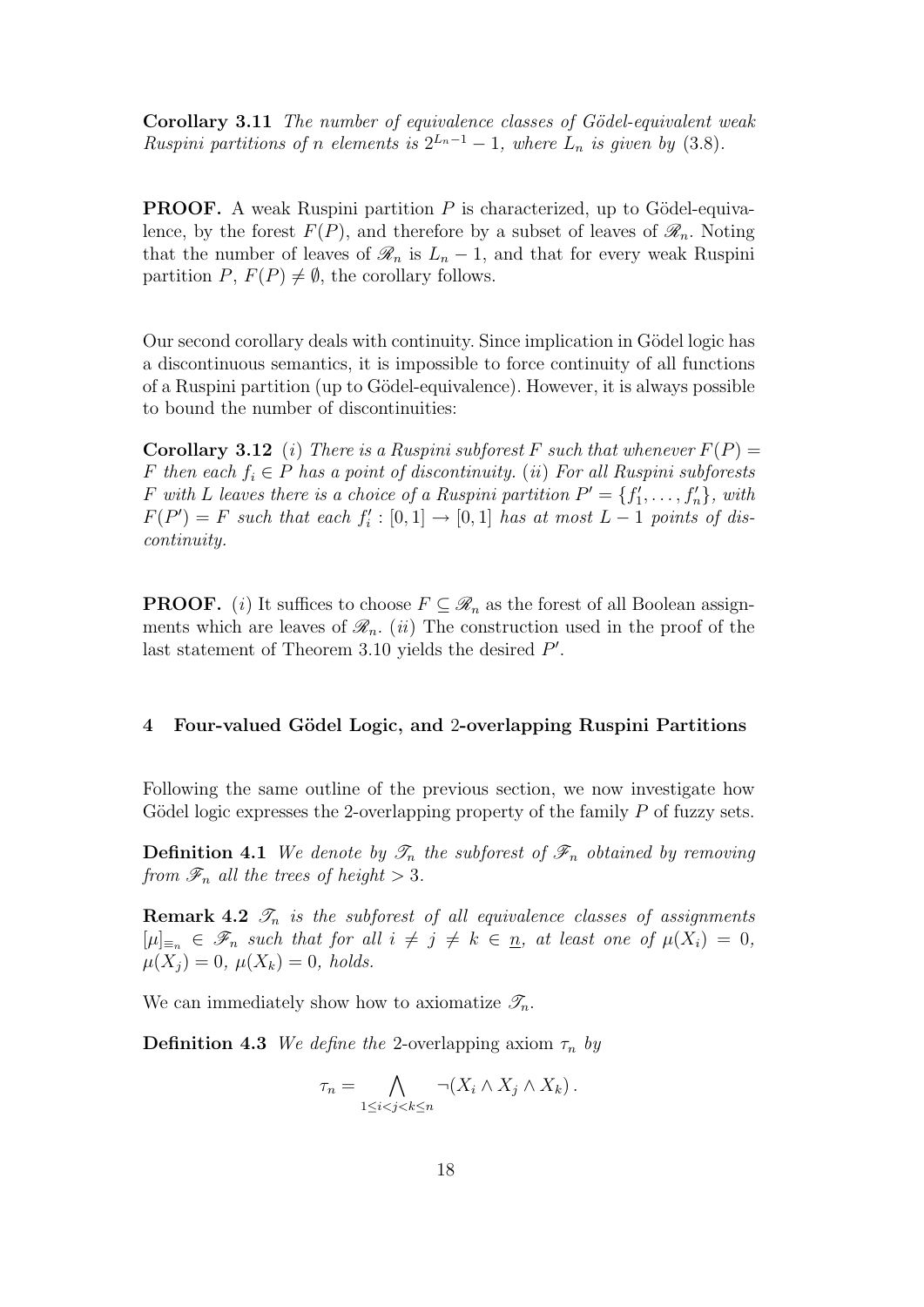**Corollary 3.11** *The number of equivalence classes of Gödel-equivalent weak Ruspini partitions of $n$ elements is $2^{L_n - 1} - 1$, where $L_n$ is given by (3.8).*

**PROOF.** A weak Ruspini partition $P$ is characterized, up to Gödel-equivalence, by the forest $F(P)$, and therefore by a subset of leaves of $\mathscr{R}_n$. Noting that the number of leaves of $\mathscr{R}_n$ is $L_n - 1$, and that for every weak Ruspini partition $P$, $F(P) \neq \emptyset$, the corollary follows.

Our second corollary deals with continuity. Since implication in Gödel logic has a discontinuous semantics, it is impossible to force continuity of all functions of a Ruspini partition (up to Gödel-equivalence). However, it is always possible to bound the number of discontinuities:

**Corollary 3.12** *(i) There is a Ruspini subforest $F$ such that whenever $F(P) = F$ then each $f_i \in P$ has a point of discontinuity. (ii) For all Ruspini subforests $F$ with $L$ leaves there is a choice of a Ruspini partition $P' = \{f'_1, \ldots, f'_n\}$, with $F(P') = F$ such that each $f'_i : [0,1] \to [0,1]$ has at most $L - 1$ points of discontinuity.*

**PROOF.** $(i)$ It suffices to choose $F \subseteq \mathscr{R}_n$ as the forest of all Boolean assignments which are leaves of $\mathscr{R}_n$. $(ii)$ The construction used in the proof of the last statement of Theorem 3.10 yields the desired $P'$.

## 4 Four-valued Gödel Logic, and 2-overlapping Ruspini Partitions

Following the same outline of the previous section, we now investigate how Gödel logic expresses the 2-overlapping property of the family $P$ of fuzzy sets.

**Definition 4.1** *We denote by $\mathscr{T}_n$ the subforest of $\mathscr{F}_n$ obtained by removing from $\mathscr{F}_n$ all the trees of height $> 3$.*

**Remark 4.2** *$\mathscr{T}_n$ is the subforest of all equivalence classes of assignments $[\mu]_{\equiv_n} \in \mathscr{F}_n$ such that for all $i \neq j \neq k \in \underline{n}$, at least one of $\mu(X_i) = 0$, $\mu(X_j) = 0$, $\mu(X_k) = 0$, holds.*

We can immediately show how to axiomatize $\mathscr{T}_n$.

**Definition 4.3** *We define the* 2-overlapping axiom *$\tau_n$ by*

$$\tau_n = \bigwedge_{1 \leq i < j < k \leq n} \neg(X_i \wedge X_j \wedge X_k) \, .$$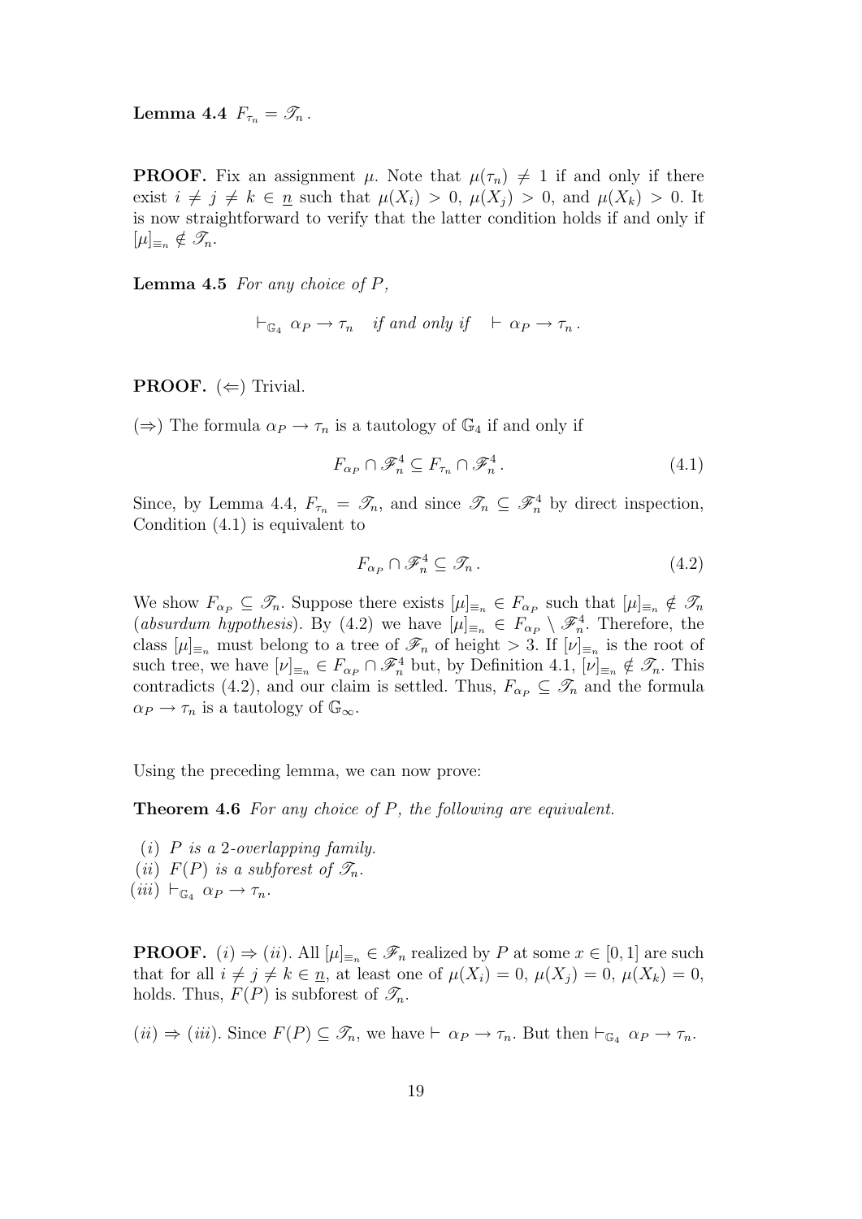**Lemma 4.4** $F_{\tau_n} = \mathscr{T}_n$.

**PROOF.** Fix an assignment $\mu$. Note that $\mu(\tau_n) \neq 1$ if and only if there exist $i \neq j \neq k \in \underline{n}$ such that $\mu(X_i) > 0$, $\mu(X_j) > 0$, and $\mu(X_k) > 0$. It is now straightforward to verify that the latter condition holds if and only if $[\mu]_{\equiv_n} \notin \mathscr{T}_n$.

**Lemma 4.5** *For any choice of $P$,*

$$\vdash_{\mathbb{G}_4} \alpha_P \to \tau_n \quad \textit{if and only if} \quad \vdash \alpha_P \to \tau_n\,.$$

**PROOF.** ($\Leftarrow$) Trivial.

($\Rightarrow$) The formula $\alpha_P \to \tau_n$ is a tautology of $\mathbb{G}_4$ if and only if

$$F_{\alpha_P} \cap \mathscr{F}_n^4 \subseteq F_{\tau_n} \cap \mathscr{F}_n^4\,. \tag{4.1}$$

Since, by Lemma 4.4, $F_{\tau_n} = \mathscr{T}_n$, and since $\mathscr{T}_n \subseteq \mathscr{F}_n^4$ by direct inspection, Condition (4.1) is equivalent to

$$F_{\alpha_P} \cap \mathscr{F}_n^4 \subseteq \mathscr{T}_n\,. \tag{4.2}$$

We show $F_{\alpha_P} \subseteq \mathscr{T}_n$. Suppose there exists $[\mu]_{\equiv_n} \in F_{\alpha_P}$ such that $[\mu]_{\equiv_n} \notin \mathscr{T}_n$ (*absurdum hypothesis*). By (4.2) we have $[\mu]_{\equiv_n} \in F_{\alpha_P} \setminus \mathscr{F}_n^4$. Therefore, the class $[\mu]_{\equiv_n}$ must belong to a tree of $\mathscr{F}_n$ of height $> 3$. If $[\nu]_{\equiv_n}$ is the root of such tree, we have $[\nu]_{\equiv_n} \in F_{\alpha_P} \cap \mathscr{F}_n^4$ but, by Definition 4.1, $[\nu]_{\equiv_n} \notin \mathscr{T}_n$. This contradicts (4.2), and our claim is settled. Thus, $F_{\alpha_P} \subseteq \mathscr{T}_n$ and the formula $\alpha_P \to \tau_n$ is a tautology of $\mathbb{G}_\infty$.

Using the preceding lemma, we can now prove:

**Theorem 4.6** *For any choice of $P$, the following are equivalent.*

($i$) *$P$ is a 2-overlapping family.*
($ii$) *$F(P)$ is a subforest of $\mathscr{T}_n$.*
($iii$) $\vdash_{\mathbb{G}_4} \alpha_P \to \tau_n$.

**PROOF.** ($i$) $\Rightarrow$ ($ii$). All $[\mu]_{\equiv_n} \in \mathscr{F}_n$ realized by $P$ at some $x \in [0,1]$ are such that for all $i \neq j \neq k \in \underline{n}$, at least one of $\mu(X_i) = 0$, $\mu(X_j) = 0$, $\mu(X_k) = 0$, holds. Thus, $F(P)$ is subforest of $\mathscr{T}_n$.

($ii$) $\Rightarrow$ ($iii$). Since $F(P) \subseteq \mathscr{T}_n$, we have $\vdash \alpha_P \to \tau_n$. But then $\vdash_{\mathbb{G}_4} \alpha_P \to \tau_n$.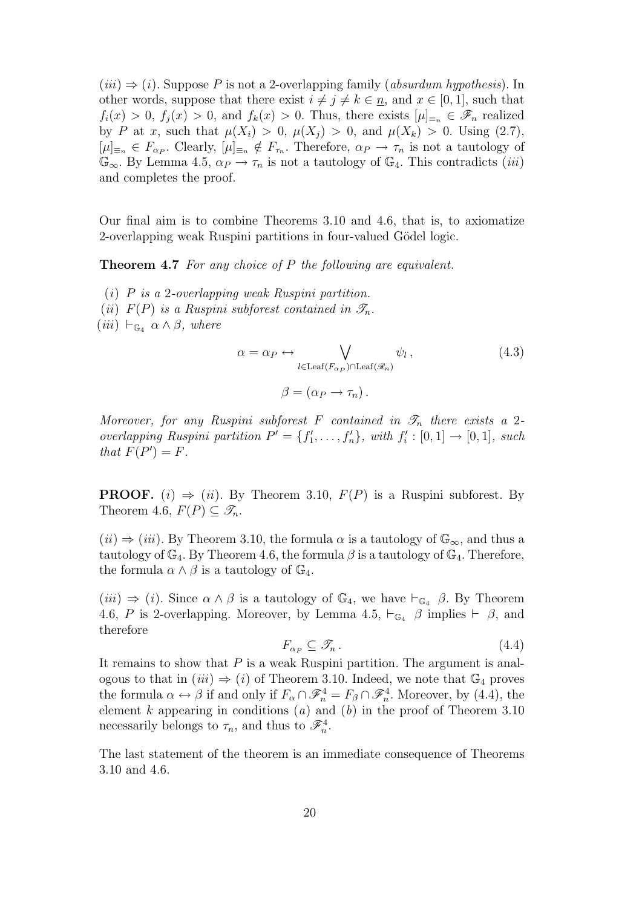$(iii) \Rightarrow (i)$. Suppose $P$ is not a 2-overlapping family (*absurdum hypothesis*). In other words, suppose that there exist $i \neq j \neq k \in \underline{n}$, and $x \in [0,1]$, such that $f_i(x) > 0$, $f_j(x) > 0$, and $f_k(x) > 0$. Thus, there exists $[\mu]_{\equiv_n} \in \mathscr{F}_n$ realized by $P$ at $x$, such that $\mu(X_i) > 0$, $\mu(X_j) > 0$, and $\mu(X_k) > 0$. Using (2.7), $[\mu]_{\equiv_n} \in F_{\alpha_P}$. Clearly, $[\mu]_{\equiv_n} \notin F_{\tau_n}$. Therefore, $\alpha_P \to \tau_n$ is not a tautology of $\mathbb{G}_\infty$. By Lemma 4.5, $\alpha_P \to \tau_n$ is not a tautology of $\mathbb{G}_4$. This contradicts $(iii)$ and completes the proof.

Our final aim is to combine Theorems 3.10 and 4.6, that is, to axiomatize 2-overlapping weak Ruspini partitions in four-valued Gödel logic.

**Theorem 4.7** *For any choice of $P$ the following are equivalent.*

$(i)$ *$P$ is a 2-overlapping weak Ruspini partition.*

$(ii)$ *$F(P)$ is a Ruspini subforest contained in $\mathscr{T}_n$.*

$(iii)$ *$\vdash_{\mathbb{G}_4} \alpha \wedge \beta$, where*

$$\alpha = \alpha_P \leftrightarrow \bigvee_{l \in \mathrm{Leaf}(F_{\alpha_P}) \cap \mathrm{Leaf}(\mathscr{R}_n)} \psi_l \,, \tag{4.3}$$

$$\beta = (\alpha_P \to \tau_n)\,.$$

*Moreover, for any Ruspini subforest $F$ contained in $\mathscr{T}_n$ there exists a 2-overlapping Ruspini partition $P' = \{f'_1, \ldots, f'_n\}$, with $f'_i : [0,1] \to [0,1]$, such that $F(P') = F$.*

**PROOF.** $(i) \Rightarrow (ii)$. By Theorem 3.10, $F(P)$ is a Ruspini subforest. By Theorem 4.6, $F(P) \subseteq \mathscr{T}_n$.

$(ii) \Rightarrow (iii)$. By Theorem 3.10, the formula $\alpha$ is a tautology of $\mathbb{G}_\infty$, and thus a tautology of $\mathbb{G}_4$. By Theorem 4.6, the formula $\beta$ is a tautology of $\mathbb{G}_4$. Therefore, the formula $\alpha \wedge \beta$ is a tautology of $\mathbb{G}_4$.

$(iii) \Rightarrow (i)$. Since $\alpha \wedge \beta$ is a tautology of $\mathbb{G}_4$, we have $\vdash_{\mathbb{G}_4} \beta$. By Theorem 4.6, $P$ is 2-overlapping. Moreover, by Lemma 4.5, $\vdash_{\mathbb{G}_4} \beta$ implies $\vdash \beta$, and therefore

$$F_{\alpha_P} \subseteq \mathscr{T}_n\,. \tag{4.4}$$

It remains to show that $P$ is a weak Ruspini partition. The argument is analogous to that in $(iii) \Rightarrow (i)$ of Theorem 3.10. Indeed, we note that $\mathbb{G}_4$ proves the formula $\alpha \leftrightarrow \beta$ if and only if $F_\alpha \cap \mathscr{F}_n^4 = F_\beta \cap \mathscr{F}_n^4$. Moreover, by (4.4), the element $k$ appearing in conditions $(a)$ and $(b)$ in the proof of Theorem 3.10 necessarily belongs to $\tau_n$, and thus to $\mathscr{F}_n^4$.

The last statement of the theorem is an immediate consequence of Theorems 3.10 and 4.6.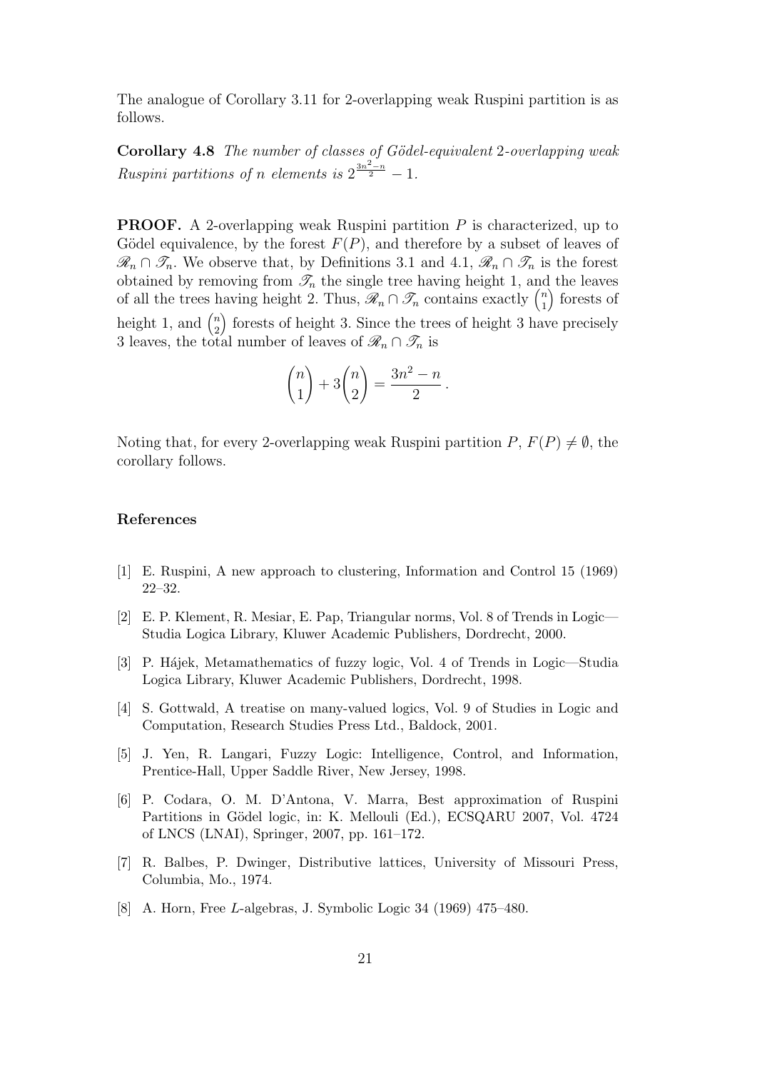The analogue of Corollary 3.11 for 2-overlapping weak Ruspini partition is as follows.

**Corollary 4.8** *The number of classes of Gödel-equivalent* 2*-overlapping weak Ruspini partitions of* $n$ *elements is* $2^{\frac{3n^2-n}{2}} - 1$.

**PROOF.** A 2-overlapping weak Ruspini partition $P$ is characterized, up to Gödel equivalence, by the forest $F(P)$, and therefore by a subset of leaves of $\mathscr{R}_n \cap \mathscr{T}_n$. We observe that, by Definitions 3.1 and 4.1, $\mathscr{R}_n \cap \mathscr{T}_n$ is the forest obtained by removing from $\mathscr{T}_n$ the single tree having height 1, and the leaves of all the trees having height 2. Thus, $\mathscr{R}_n \cap \mathscr{T}_n$ contains exactly $\binom{n}{1}$ forests of height 1, and $\binom{n}{2}$ forests of height 3. Since the trees of height 3 have precisely 3 leaves, the total number of leaves of $\mathscr{R}_n \cap \mathscr{T}_n$ is

$$\binom{n}{1} + 3\binom{n}{2} = \frac{3n^2 - n}{2} .$$

Noting that, for every 2-overlapping weak Ruspini partition $P$, $F(P) \neq \emptyset$, the corollary follows.

## References

[1] E. Ruspini, A new approach to clustering, Information and Control 15 (1969) 22–32.

[2] E. P. Klement, R. Mesiar, E. Pap, Triangular norms, Vol. 8 of Trends in Logic—Studia Logica Library, Kluwer Academic Publishers, Dordrecht, 2000.

[3] P. Hájek, Metamathematics of fuzzy logic, Vol. 4 of Trends in Logic—Studia Logica Library, Kluwer Academic Publishers, Dordrecht, 1998.

[4] S. Gottwald, A treatise on many-valued logics, Vol. 9 of Studies in Logic and Computation, Research Studies Press Ltd., Baldock, 2001.

[5] J. Yen, R. Langari, Fuzzy Logic: Intelligence, Control, and Information, Prentice-Hall, Upper Saddle River, New Jersey, 1998.

[6] P. Codara, O. M. D'Antona, V. Marra, Best approximation of Ruspini Partitions in Gödel logic, in: K. Mellouli (Ed.), ECSQARU 2007, Vol. 4724 of LNCS (LNAI), Springer, 2007, pp. 161–172.

[7] R. Balbes, P. Dwinger, Distributive lattices, University of Missouri Press, Columbia, Mo., 1974.

[8] A. Horn, Free $L$-algebras, J. Symbolic Logic 34 (1969) 475–480.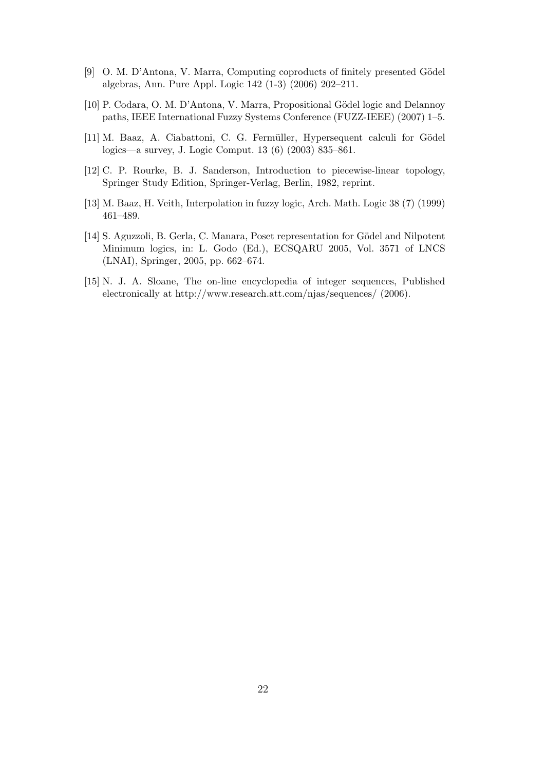[9] O. M. D'Antona, V. Marra, Computing coproducts of finitely presented Gödel algebras, Ann. Pure Appl. Logic 142 (1-3) (2006) 202–211.

[10] P. Codara, O. M. D'Antona, V. Marra, Propositional Gödel logic and Delannoy paths, IEEE International Fuzzy Systems Conference (FUZZ-IEEE) (2007) 1–5.

[11] M. Baaz, A. Ciabattoni, C. G. Fermüller, Hypersequent calculi for Gödel logics—a survey, J. Logic Comput. 13 (6) (2003) 835–861.

[12] C. P. Rourke, B. J. Sanderson, Introduction to piecewise-linear topology, Springer Study Edition, Springer-Verlag, Berlin, 1982, reprint.

[13] M. Baaz, H. Veith, Interpolation in fuzzy logic, Arch. Math. Logic 38 (7) (1999) 461–489.

[14] S. Aguzzoli, B. Gerla, C. Manara, Poset representation for Gödel and Nilpotent Minimum logics, in: L. Godo (Ed.), ECSQARU 2005, Vol. 3571 of LNCS (LNAI), Springer, 2005, pp. 662–674.

[15] N. J. A. Sloane, The on-line encyclopedia of integer sequences, Published electronically at http://www.research.att.com/njas/sequences/ (2006).